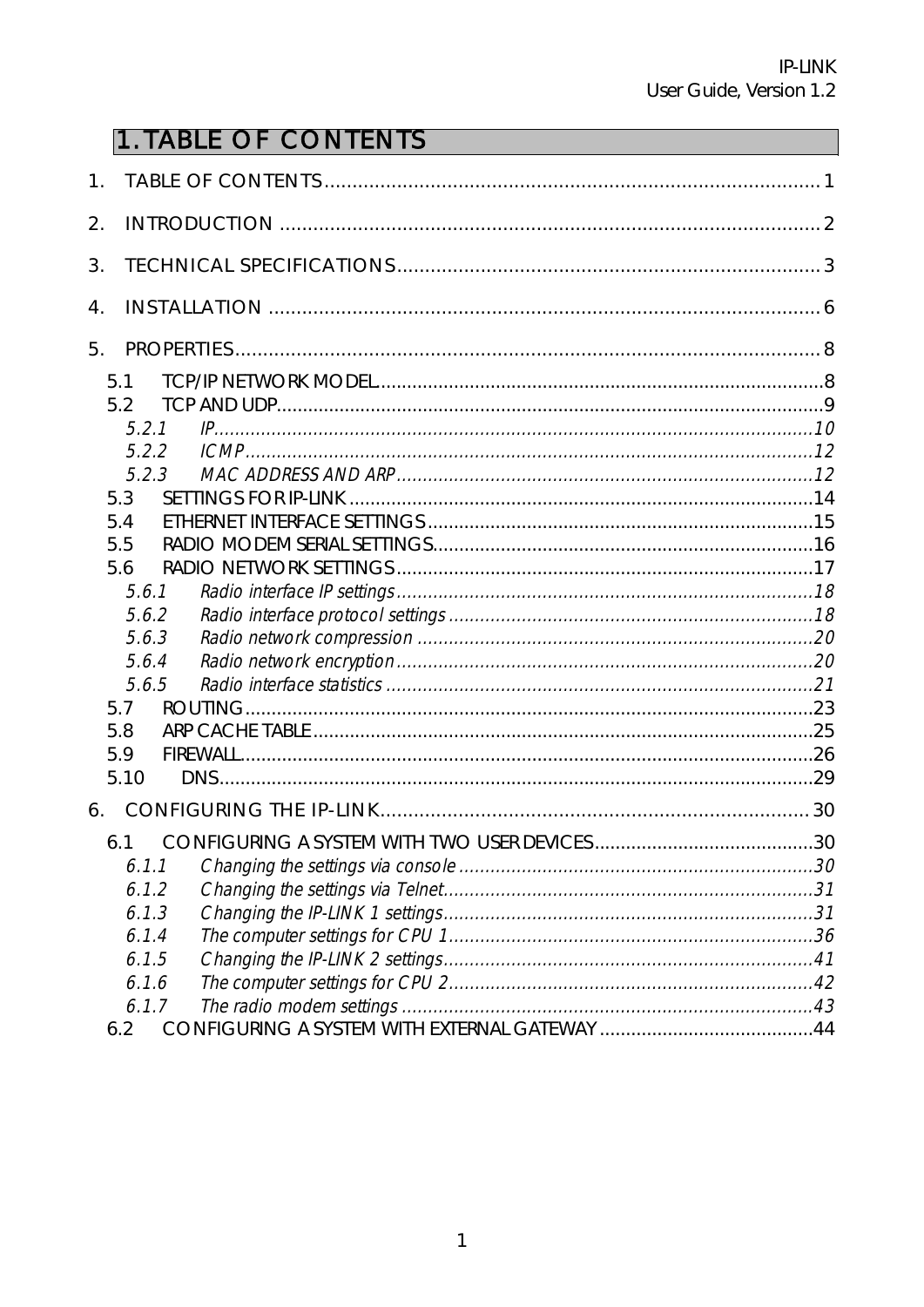# 1. TABLE OF CONTENTS

1. TABLE OF CONTENTS .......... 1
2. INTRODUCTION .......... 2
3. TECHNICAL SPECIFICATIONS .......... 3
4. INSTALLATION .......... 6
5. PROPERTIES .......... 8
   - 5.1 TCP/IP NETWORK MODEL .......... 8
   - 5.2 TCP AND UDP .......... 9
     - *5.2.1 IP .......... 10*
     - *5.2.2 ICMP .......... 12*
     - *5.2.3 MAC ADDRESS AND ARP .......... 12*
   - 5.3 SETTINGS FOR IP-LINK .......... 14
   - 5.4 ETHERNET INTERFACE SETTINGS .......... 15
   - 5.5 RADIO MODEM SERIAL SETTINGS .......... 16
   - 5.6 RADIO NETWORK SETTINGS .......... 17
     - *5.6.1 Radio interface IP settings .......... 18*
     - *5.6.2 Radio interface protocol settings .......... 18*
     - *5.6.3 Radio network compression .......... 20*
     - *5.6.4 Radio network encryption .......... 20*
     - *5.6.5 Radio interface statistics .......... 21*
   - 5.7 ROUTING .......... 23
   - 5.8 ARP CACHE TABLE .......... 25
   - 5.9 FIREWALL .......... 26
   - 5.10 DNS .......... 29
6. CONFIGURING THE IP-LINK .......... 30
   - 6.1 CONFIGURING A SYSTEM WITH TWO USER DEVICES .......... 30
     - *6.1.1 Changing the settings via console .......... 30*
     - *6.1.2 Changing the settings via Telnet .......... 31*
     - *6.1.3 Changing the IP-LINK 1 settings .......... 31*
     - *6.1.4 The computer settings for CPU 1 .......... 36*
     - *6.1.5 Changing the IP-LINK 2 settings .......... 41*
     - *6.1.6 The computer settings for CPU 2 .......... 42*
     - *6.1.7 The radio modem settings .......... 43*
   - 6.2 CONFIGURING A SYSTEM WITH EXTERNAL GATEWAY .......... 44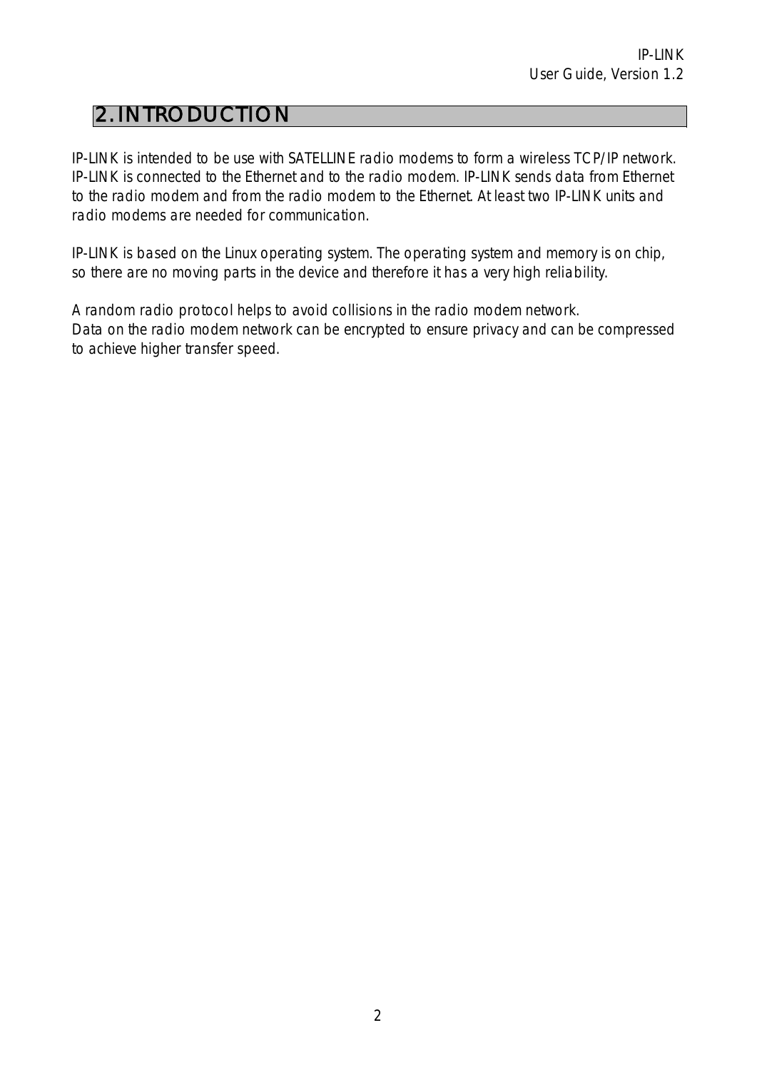# 2. INTRODUCTION

IP-LINK is intended to be use with SATELLINE radio modems to form a wireless TCP/IP network. IP-LINK is connected to the Ethernet and to the radio modem. IP-LINK sends data from Ethernet to the radio modem and from the radio modem to the Ethernet. At least two IP-LINK units and radio modems are needed for communication.

IP-LINK is based on the Linux operating system. The operating system and memory is on chip, so there are no moving parts in the device and therefore it has a very high reliability.

A random radio protocol helps to avoid collisions in the radio modem network.
Data on the radio modem network can be encrypted to ensure privacy and can be compressed to achieve higher transfer speed.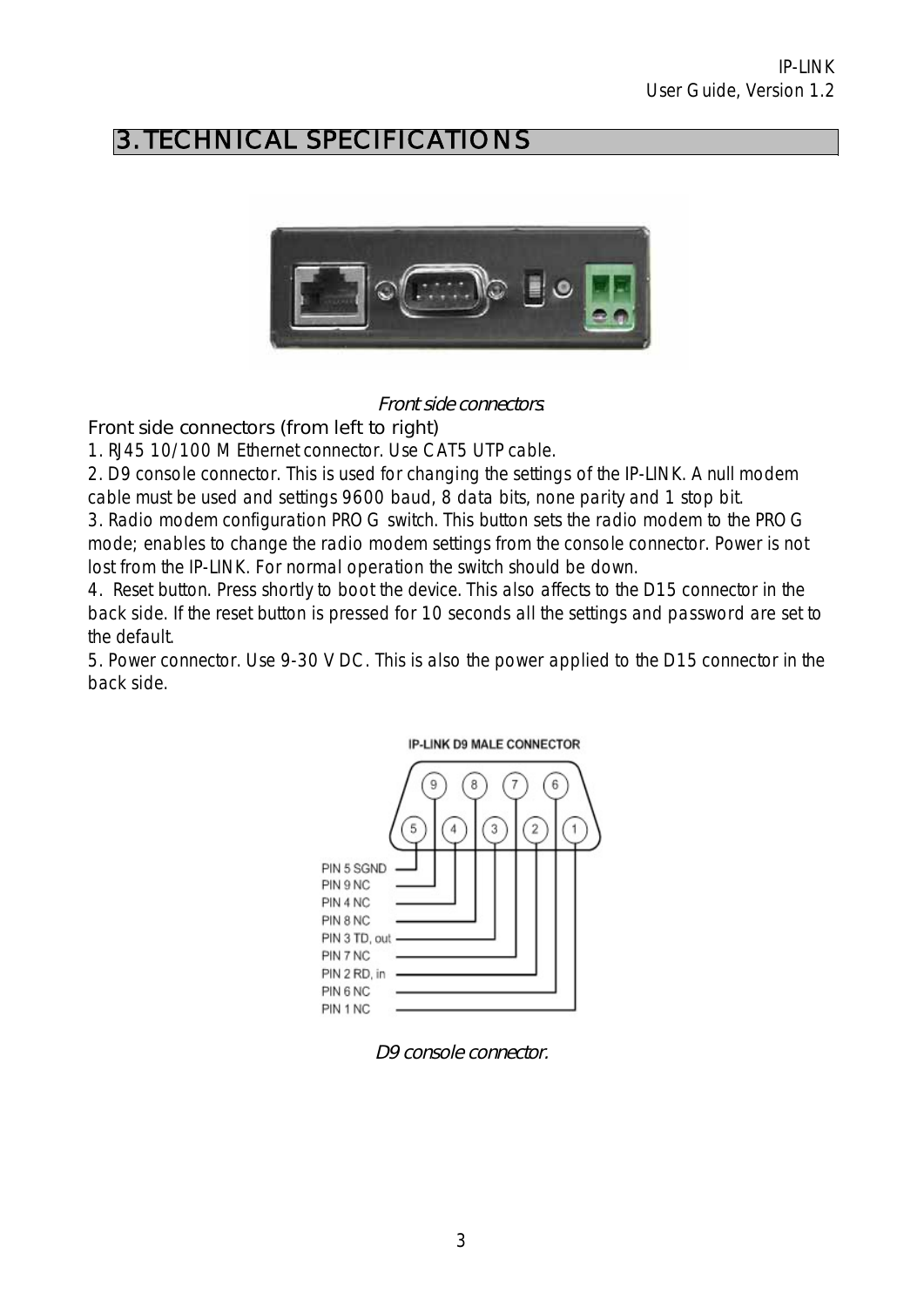# 3. TECHNICAL SPECIFICATIONS

*Front side connectors.*

Front side connectors (from left to right)

1. RJ45 10/100 M Ethernet connector. Use CAT5 UTP cable.
2. D9 console connector. This is used for changing the settings of the IP-LINK. A null modem cable must be used and settings 9600 baud, 8 data bits, none parity and 1 stop bit.
3. Radio modem configuration PROG switch. This button sets the radio modem to the PROG mode; enables to change the radio modem settings from the console connector. Power is not lost from the IP-LINK. For normal operation the switch should be down.
4. Reset button. Press shortly to boot the device. This also affects to the D15 connector in the back side. If the reset button is pressed for 10 seconds all the settings and password are set to the default.
5. Power connector. Use 9-30 V DC. This is also the power applied to the D15 connector in the back side.

IP-LINK D9 MALE CONNECTOR

- PIN 5 SGND
- PIN 9 NC
- PIN 4 NC
- PIN 8 NC
- PIN 3 TD, out
- PIN 7 NC
- PIN 2 RD, in
- PIN 6 NC
- PIN 1 NC

*D9 console connector.*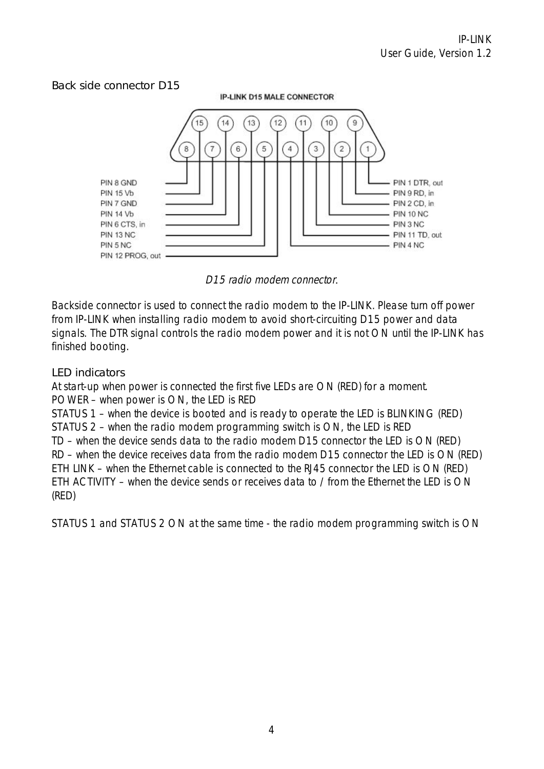## Back side connector D15

IP-LINK D15 MALE CONNECTOR

| Left side | Right side |
|---|---|
| PIN 8 GND | PIN 1 DTR, out |
| PIN 15 Vb | PIN 9 RD, in |
| PIN 7 GND | PIN 2 CD, in |
| PIN 14 Vb | PIN 10 NC |
| PIN 6 CTS, in | PIN 3 NC |
| PIN 13 NC | PIN 11 TD, out |
| PIN 5 NC | PIN 4 NC |
| PIN 12 PROG, out | |

*D15 radio modem connector.*

Backside connector is used to connect the radio modem to the IP-LINK. Please turn off power from IP-LINK when installing radio modem to avoid short-circuiting D15 power and data signals. The DTR signal controls the radio modem power and it is not ON until the IP-LINK has finished booting.

## LED indicators

At start-up when power is connected the first five LEDs are ON (RED) for a moment.
POWER – when power is ON, the LED is RED
STATUS 1 – when the device is booted and is ready to operate the LED is BLINKING (RED)
STATUS 2 – when the radio modem programming switch is ON, the LED is RED
TD – when the device sends data to the radio modem D15 connector the LED is ON (RED)
RD – when the device receives data from the radio modem D15 connector the LED is ON (RED)
ETH LINK – when the Ethernet cable is connected to the RJ45 connector the LED is ON (RED)
ETH ACTIVITY – when the device sends or receives data to / from the Ethernet the LED is ON (RED)

STATUS 1 and STATUS 2 ON at the same time - the radio modem programming switch is ON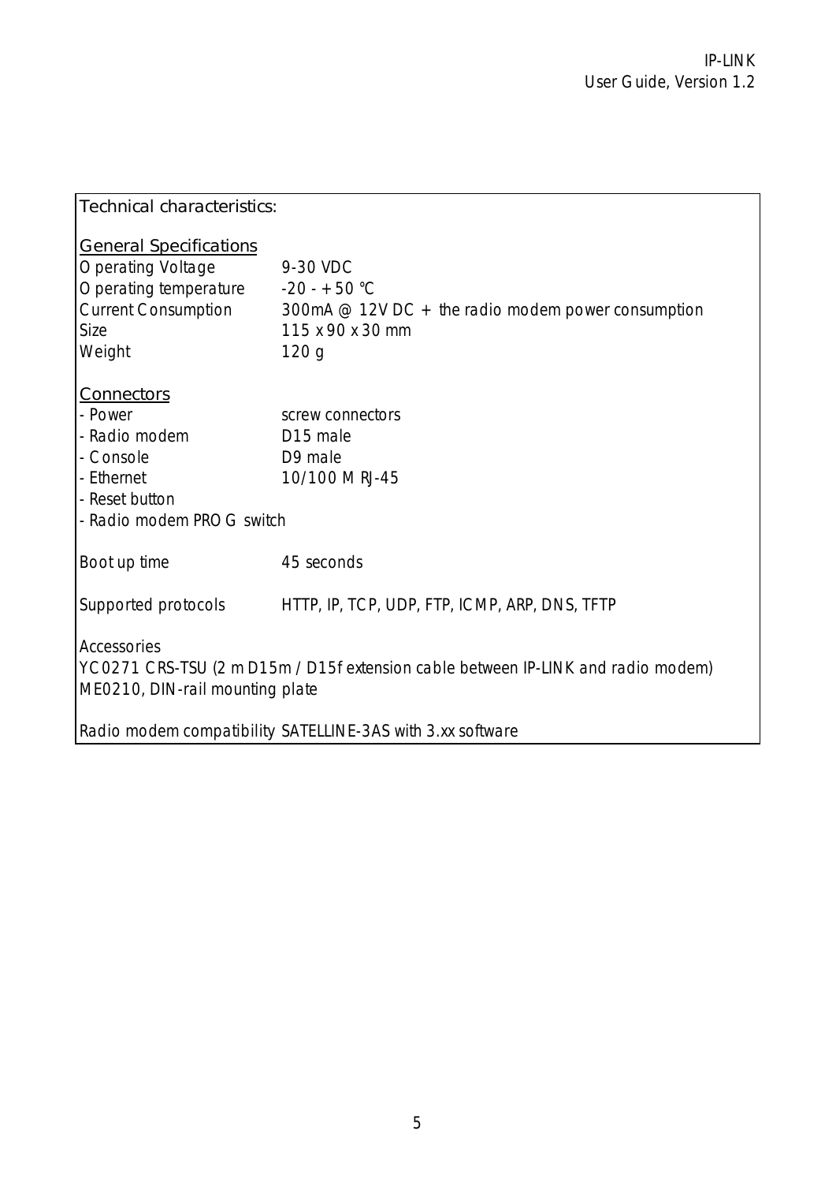Technical characteristics:

General Specifications

| | |
|---|---|
| Operating Voltage | 9-30 VDC |
| Operating temperature | -20 - +50 °C |
| Current Consumption | 300mA @ 12V DC + the radio modem power consumption |
| Size | 115 x 90 x 30 mm |
| Weight | 120 g |

Connectors

| | |
|---|---|
| - Power | screw connectors |
| - Radio modem | D15 male |
| - Console | D9 male |
| - Ethernet | 10/100 M RJ-45 |
| - Reset button | |
| - Radio modem PROG switch | |

Boot up time: 45 seconds

Supported protocols: HTTP, IP, TCP, UDP, FTP, ICMP, ARP, DNS, TFTP

Accessories
YC0271 CRS-TSU (2 m D15m / D15f extension cable between IP-LINK and radio modem)
ME0210, DIN-rail mounting plate

Radio modem compatibility SATELLINE-3AS with 3.xx software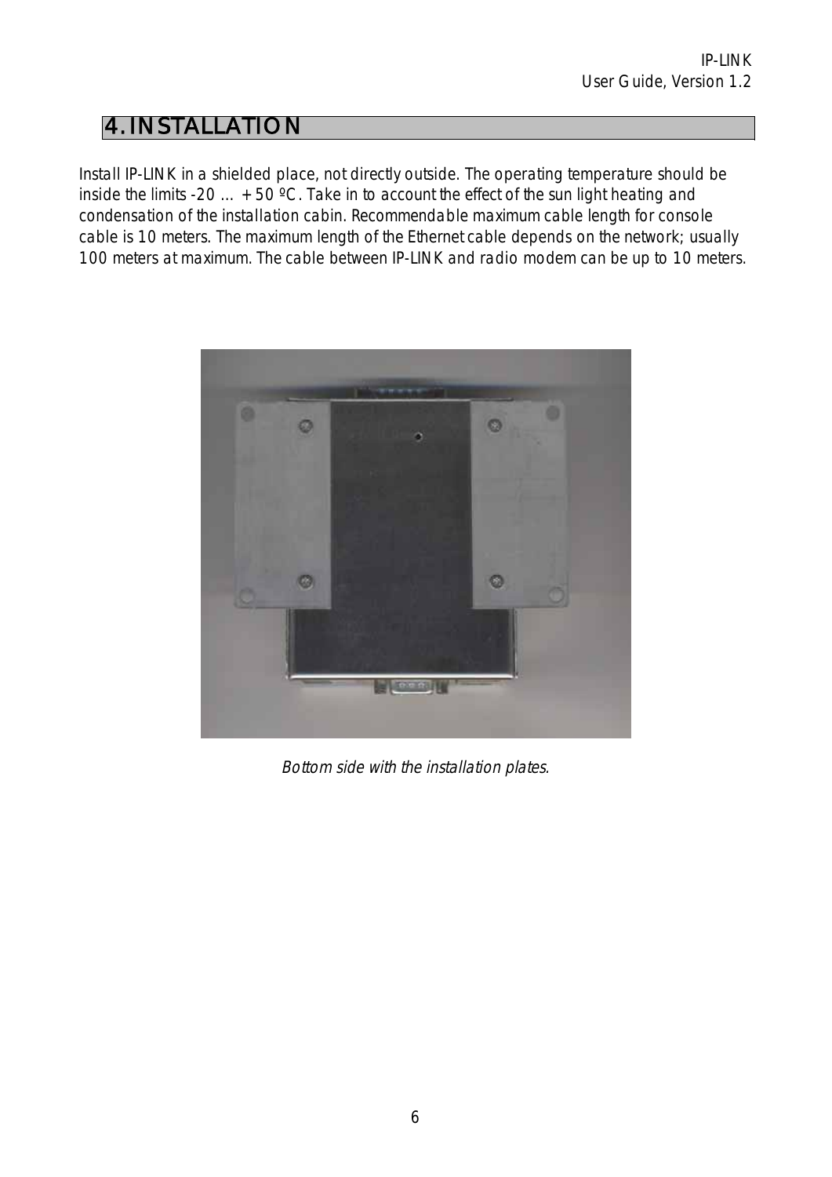# 4. INSTALLATION

Install IP-LINK in a shielded place, not directly outside. The operating temperature should be inside the limits -20 ... +50 ºC. Take in to account the effect of the sun light heating and condensation of the installation cabin. Recommendable maximum cable length for console cable is 10 meters. The maximum length of the Ethernet cable depends on the network; usually 100 meters at maximum. The cable between IP-LINK and radio modem can be up to 10 meters.

*Bottom side with the installation plates.*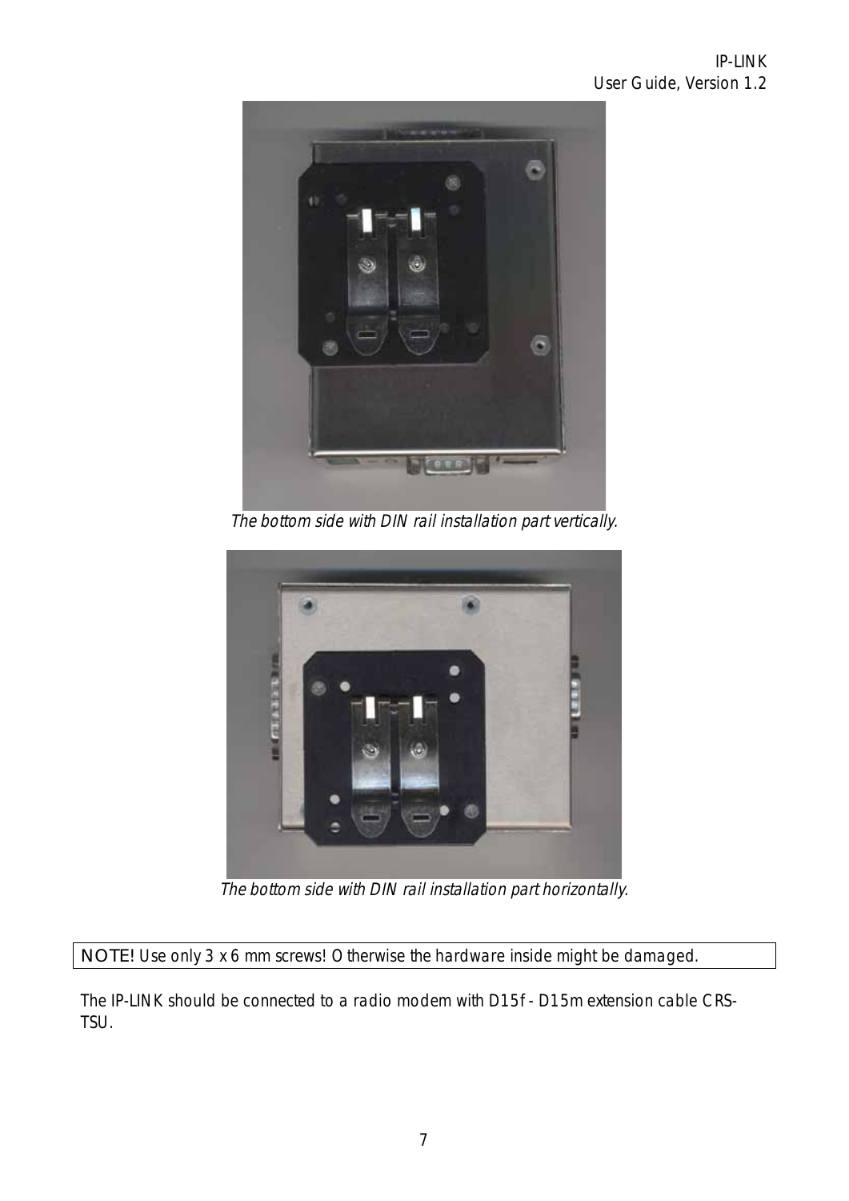*The bottom side with DIN rail installation part vertically.*

*The bottom side with DIN rail installation part horizontally.*

| NOTE! Use only 3 x 6 mm screws! Otherwise the hardware inside might be damaged. |
| --- |

The IP-LINK should be connected to a radio modem with D15f - D15m extension cable CRS-TSU.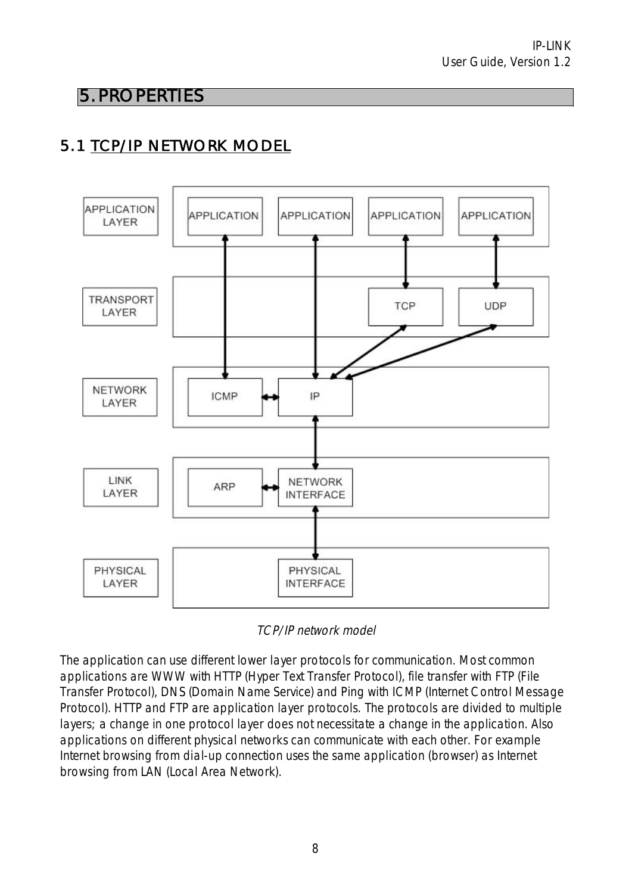# 5. PROPERTIES

## 5.1 TCP/IP NETWORK MODEL

*TCP/IP network model*

The application can use different lower layer protocols for communication. Most common applications are WWW with HTTP (Hyper Text Transfer Protocol), file transfer with FTP (File Transfer Protocol), DNS (Domain Name Service) and Ping with ICMP (Internet Control Message Protocol). HTTP and FTP are application layer protocols. The protocols are divided to multiple layers; a change in one protocol layer does not necessitate a change in the application. Also applications on different physical networks can communicate with each other. For example Internet browsing from dial-up connection uses the same application (browser) as Internet browsing from LAN (Local Area Network).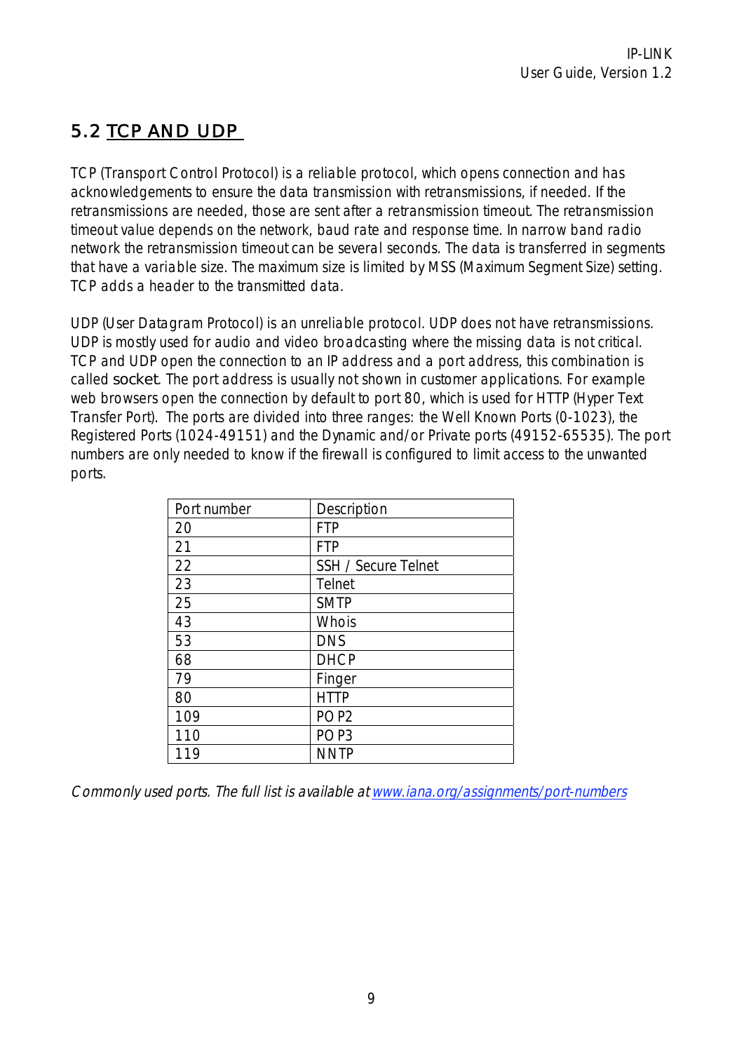## 5.2 TCP AND UDP

TCP (Transport Control Protocol) is a reliable protocol, which opens connection and has acknowledgements to ensure the data transmission with retransmissions, if needed. If the retransmissions are needed, those are sent after a retransmission timeout. The retransmission timeout value depends on the network, baud rate and response time. In narrow band radio network the retransmission timeout can be several seconds. The data is transferred in segments that have a variable size. The maximum size is limited by MSS (Maximum Segment Size) setting. TCP adds a header to the transmitted data.

UDP (User Datagram Protocol) is an unreliable protocol. UDP does not have retransmissions. UDP is mostly used for audio and video broadcasting where the missing data is not critical. TCP and UDP open the connection to an IP address and a port address, this combination is called socket. The port address is usually not shown in customer applications. For example web browsers open the connection by default to port 80, which is used for HTTP (Hyper Text Transfer Port). The ports are divided into three ranges: the Well Known Ports (0-1023), the Registered Ports (1024-49151) and the Dynamic and/or Private ports (49152-65535). The port numbers are only needed to know if the firewall is configured to limit access to the unwanted ports.

| Port number | Description |
| --- | --- |
| 20 | FTP |
| 21 | FTP |
| 22 | SSH / Secure Telnet |
| 23 | Telnet |
| 25 | SMTP |
| 43 | Whois |
| 53 | DNS |
| 68 | DHCP |
| 79 | Finger |
| 80 | HTTP |
| 109 | POP2 |
| 110 | POP3 |
| 119 | NNTP |

*Commonly used ports. The full list is available at www.iana.org/assignments/port-numbers*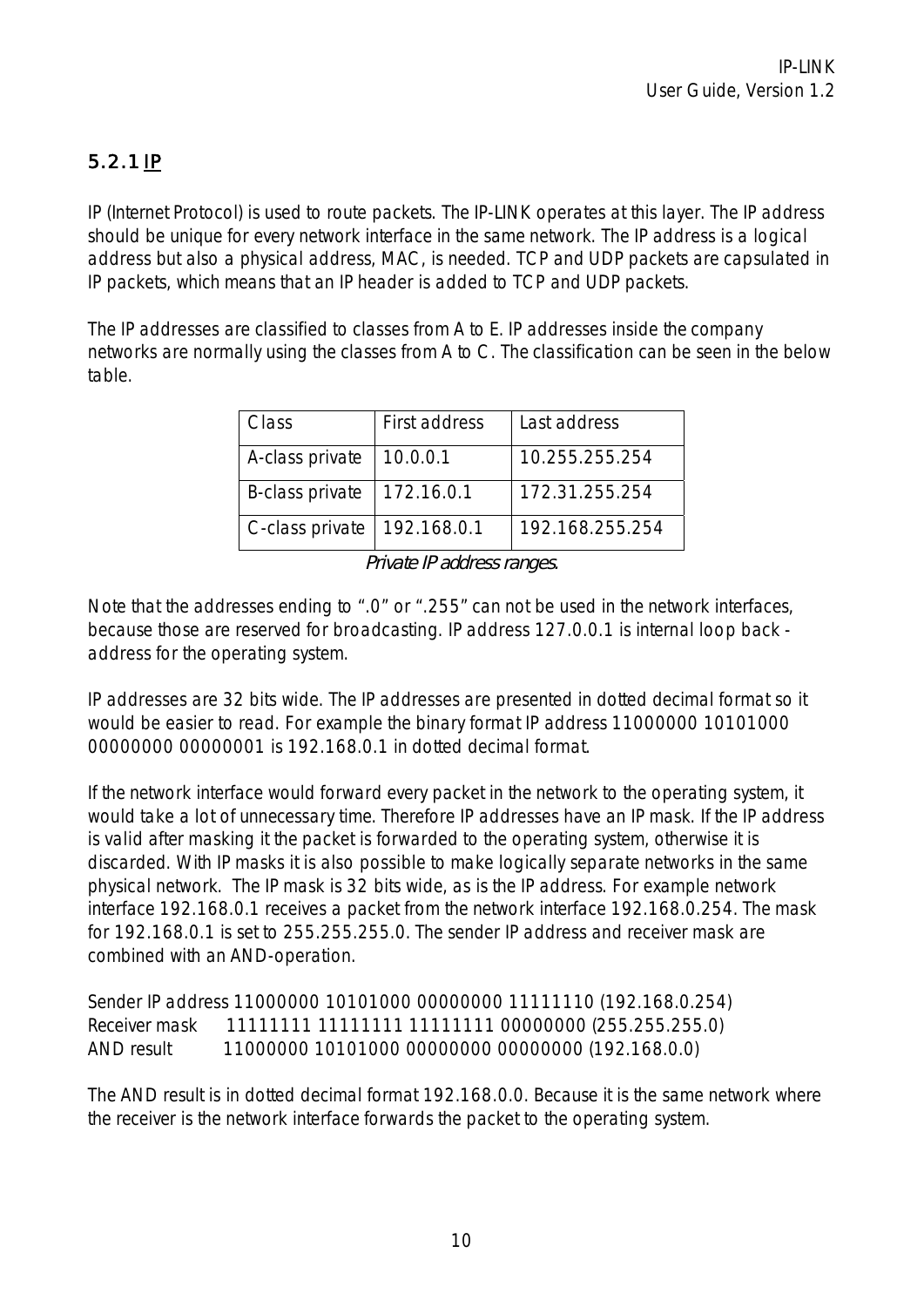### 5.2.1 IP

IP (Internet Protocol) is used to route packets. The IP-LINK operates at this layer. The IP address should be unique for every network interface in the same network. The IP address is a logical address but also a physical address, MAC, is needed. TCP and UDP packets are capsulated in IP packets, which means that an IP header is added to TCP and UDP packets.

The IP addresses are classified to classes from A to E. IP addresses inside the company networks are normally using the classes from A to C. The classification can be seen in the below table.

| Class | First address | Last address |
|---|---|---|
| A-class private | 10.0.0.1 | 10.255.255.254 |
| B-class private | 172.16.0.1 | 172.31.255.254 |
| C-class private | 192.168.0.1 | 192.168.255.254 |

*Private IP address ranges.*

Note that the addresses ending to ".0" or ".255" can not be used in the network interfaces, because those are reserved for broadcasting. IP address 127.0.0.1 is internal loop back - address for the operating system.

IP addresses are 32 bits wide. The IP addresses are presented in dotted decimal format so it would be easier to read. For example the binary format IP address 11000000 10101000 00000000 00000001 is 192.168.0.1 in dotted decimal format.

If the network interface would forward every packet in the network to the operating system, it would take a lot of unnecessary time. Therefore IP addresses have an IP mask. If the IP address is valid after masking it the packet is forwarded to the operating system, otherwise it is discarded. With IP masks it is also possible to make logically separate networks in the same physical network. The IP mask is 32 bits wide, as is the IP address. For example network interface 192.168.0.1 receives a packet from the network interface 192.168.0.254. The mask for 192.168.0.1 is set to 255.255.255.0. The sender IP address and receiver mask are combined with an AND-operation.

```
Sender IP address 11000000 10101000 00000000 11111110 (192.168.0.254)
Receiver mask     11111111 11111111 11111111 00000000 (255.255.255.0)
AND result        11000000 10101000 00000000 00000000 (192.168.0.0)
```

The AND result is in dotted decimal format 192.168.0.0. Because it is the same network where the receiver is the network interface forwards the packet to the operating system.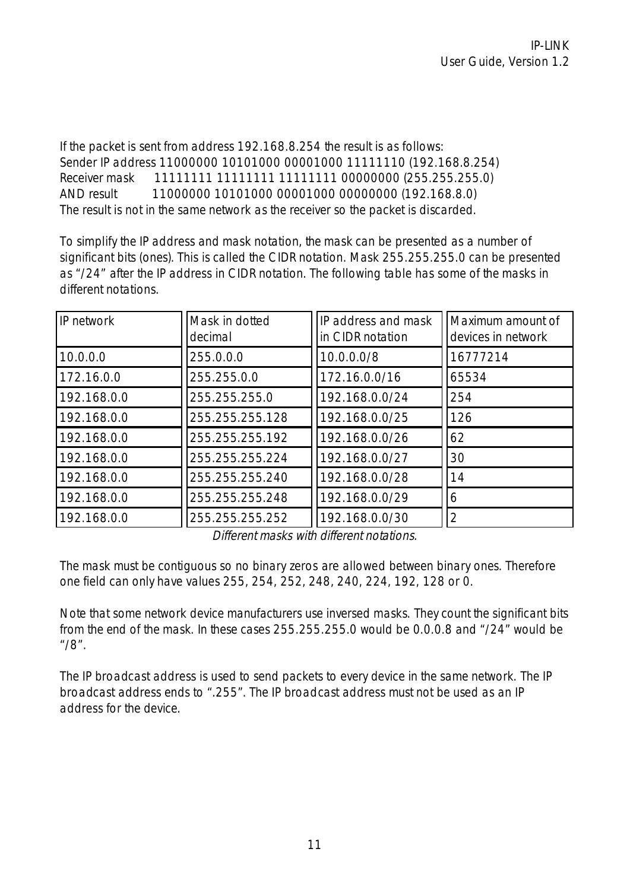If the packet is sent from address 192.168.8.254 the result is as follows:
Sender IP address 11000000 10101000 00001000 11111110 (192.168.8.254)
Receiver mask 11111111 11111111 11111111 00000000 (255.255.255.0)
AND result 11000000 10101000 00001000 00000000 (192.168.8.0)
The result is not in the same network as the receiver so the packet is discarded.

To simplify the IP address and mask notation, the mask can be presented as a number of significant bits (ones). This is called the CIDR notation. Mask 255.255.255.0 can be presented as "/24" after the IP address in CIDR notation. The following table has some of the masks in different notations.

| IP network | Mask in dotted decimal | IP address and mask in CIDR notation | Maximum amount of devices in network |
|---|---|---|---|
| 10.0.0.0 | 255.0.0.0 | 10.0.0.0/8 | 16777214 |
| 172.16.0.0 | 255.255.0.0 | 172.16.0.0/16 | 65534 |
| 192.168.0.0 | 255.255.255.0 | 192.168.0.0/24 | 254 |
| 192.168.0.0 | 255.255.255.128 | 192.168.0.0/25 | 126 |
| 192.168.0.0 | 255.255.255.192 | 192.168.0.0/26 | 62 |
| 192.168.0.0 | 255.255.255.224 | 192.168.0.0/27 | 30 |
| 192.168.0.0 | 255.255.255.240 | 192.168.0.0/28 | 14 |
| 192.168.0.0 | 255.255.255.248 | 192.168.0.0/29 | 6 |
| 192.168.0.0 | 255.255.255.252 | 192.168.0.0/30 | 2 |

*Different masks with different notations.*

The mask must be contiguous so no binary zeros are allowed between binary ones. Therefore one field can only have values 255, 254, 252, 248, 240, 224, 192, 128 or 0.

Note that some network device manufacturers use inversed masks. They count the significant bits from the end of the mask. In these cases 255.255.255.0 would be 0.0.0.8 and "/24" would be "/8".

The IP broadcast address is used to send packets to every device in the same network. The IP broadcast address ends to ".255". The IP broadcast address must not be used as an IP address for the device.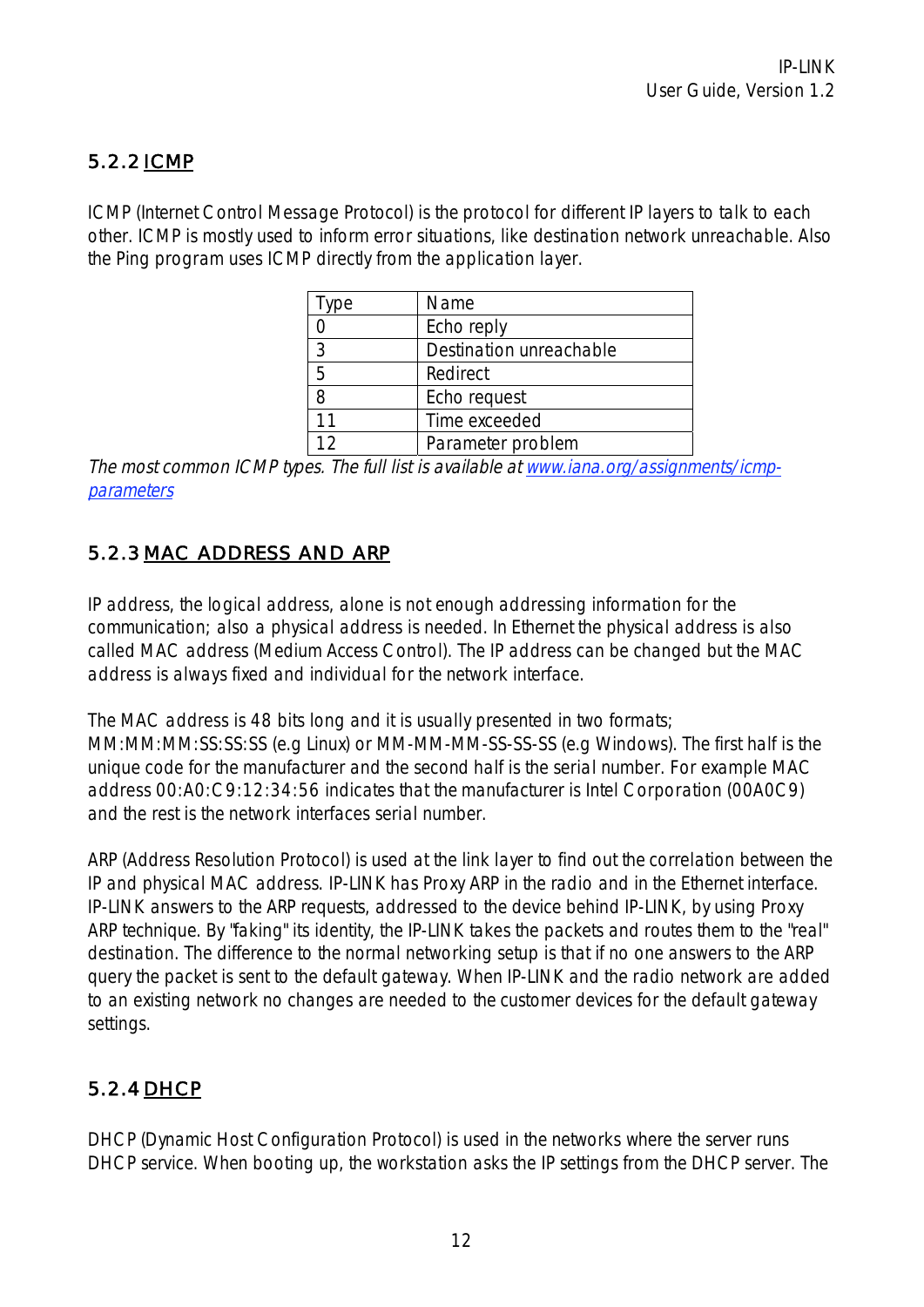### 5.2.2 ICMP

ICMP (Internet Control Message Protocol) is the protocol for different IP layers to talk to each other. ICMP is mostly used to inform error situations, like destination network unreachable. Also the Ping program uses ICMP directly from the application layer.

| Type | Name |
|---|---|
| 0 | Echo reply |
| 3 | Destination unreachable |
| 5 | Redirect |
| 8 | Echo request |
| 11 | Time exceeded |
| 12 | Parameter problem |

*The most common ICMP types. The full list is available at [www.iana.org/assignments/icmp-parameters](www.iana.org/assignments/icmp-parameters)*

### 5.2.3 MAC ADDRESS AND ARP

IP address, the logical address, alone is not enough addressing information for the communication; also a physical address is needed. In Ethernet the physical address is also called MAC address (Medium Access Control). The IP address can be changed but the MAC address is always fixed and individual for the network interface.

The MAC address is 48 bits long and it is usually presented in two formats; MM:MM:MM:SS:SS:SS (e.g Linux) or MM-MM-MM-SS-SS-SS (e.g Windows). The first half is the unique code for the manufacturer and the second half is the serial number. For example MAC address 00:A0:C9:12:34:56 indicates that the manufacturer is Intel Corporation (00A0C9) and the rest is the network interfaces serial number.

ARP (Address Resolution Protocol) is used at the link layer to find out the correlation between the IP and physical MAC address. IP-LINK has Proxy ARP in the radio and in the Ethernet interface. IP-LINK answers to the ARP requests, addressed to the device behind IP-LINK, by using Proxy ARP technique. By "faking" its identity, the IP-LINK takes the packets and routes them to the "real" destination. The difference to the normal networking setup is that if no one answers to the ARP query the packet is sent to the default gateway. When IP-LINK and the radio network are added to an existing network no changes are needed to the customer devices for the default gateway settings.

### 5.2.4 DHCP

DHCP (Dynamic Host Configuration Protocol) is used in the networks where the server runs DHCP service. When booting up, the workstation asks the IP settings from the DHCP server. The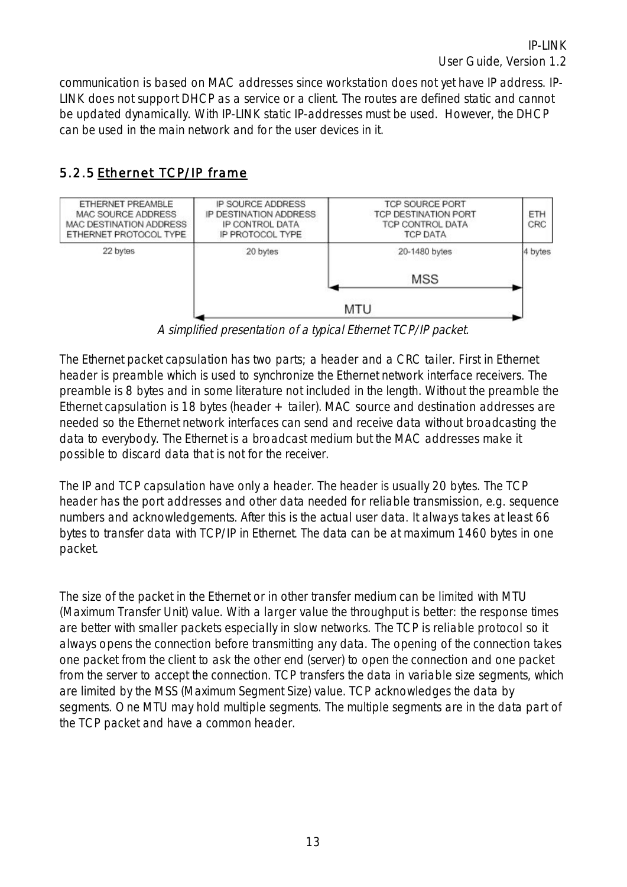communication is based on MAC addresses since workstation does not yet have IP address. IP-LINK does not support DHCP as a service or a client. The routes are defined static and cannot be updated dynamically. With IP-LINK static IP-addresses must be used. However, the DHCP can be used in the main network and for the user devices in it.

### 5.2.5 Ethernet TCP/IP frame

| ETHERNET PREAMBLE<br>MAC SOURCE ADDRESS<br>MAC DESTINATION ADDRESS<br>ETHERNET PROTOCOL TYPE | IP SOURCE ADDRESS<br>IP DESTINATION ADDRESS<br>IP CONTROL DATA<br>IP PROTOCOL TYPE | TCP SOURCE PORT<br>TCP DESTINATION PORT<br>TCP CONTROL DATA<br>TCP DATA | ETH<br>CRC |
|---|---|---|---|
| 22 bytes | 20 bytes | 20-1480 bytes | 4 bytes |
| | | MSS | |
| | MTU | | |

*A simplified presentation of a typical Ethernet TCP/IP packet.*

The Ethernet packet capsulation has two parts; a header and a CRC tailer. First in Ethernet header is preamble which is used to synchronize the Ethernet network interface receivers. The preamble is 8 bytes and in some literature not included in the length. Without the preamble the Ethernet capsulation is 18 bytes (header + tailer). MAC source and destination addresses are needed so the Ethernet network interfaces can send and receive data without broadcasting the data to everybody. The Ethernet is a broadcast medium but the MAC addresses make it possible to discard data that is not for the receiver.

The IP and TCP capsulation have only a header. The header is usually 20 bytes. The TCP header has the port addresses and other data needed for reliable transmission, e.g. sequence numbers and acknowledgements. After this is the actual user data. It always takes at least 66 bytes to transfer data with TCP/IP in Ethernet. The data can be at maximum 1460 bytes in one packet.

The size of the packet in the Ethernet or in other transfer medium can be limited with MTU (Maximum Transfer Unit) value. With a larger value the throughput is better: the response times are better with smaller packets especially in slow networks. The TCP is reliable protocol so it always opens the connection before transmitting any data. The opening of the connection takes one packet from the client to ask the other end (server) to open the connection and one packet from the server to accept the connection. TCP transfers the data in variable size segments, which are limited by the MSS (Maximum Segment Size) value. TCP acknowledges the data by segments. One MTU may hold multiple segments. The multiple segments are in the data part of the TCP packet and have a common header.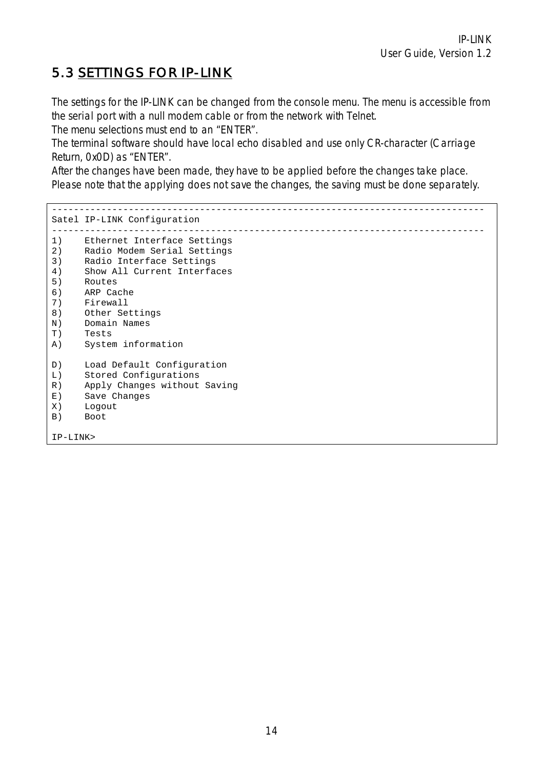## 5.3 SETTINGS FOR IP-LINK

The settings for the IP-LINK can be changed from the console menu. The menu is accessible from the serial port with a null modem cable or from the network with Telnet.
The menu selections must end to an "ENTER".
The terminal software should have local echo disabled and use only CR-character (Carriage Return, 0x0D) as "ENTER".
After the changes have been made, they have to be applied before the changes take place.
Please note that the applying does not save the changes, the saving must be done separately.

```
------------------------------------------------------------------------------
Satel IP-LINK Configuration
------------------------------------------------------------------------------
1)    Ethernet Interface Settings
2)    Radio Modem Serial Settings
3)    Radio Interface Settings
4)    Show All Current Interfaces
5)    Routes
6)    ARP Cache
7)    Firewall
8)    Other Settings
N)    Domain Names
T)    Tests
A)    System information

D)    Load Default Configuration
L)    Stored Configurations
R)    Apply Changes without Saving
E)    Save Changes
X)    Logout
B)    Boot

IP-LINK>
```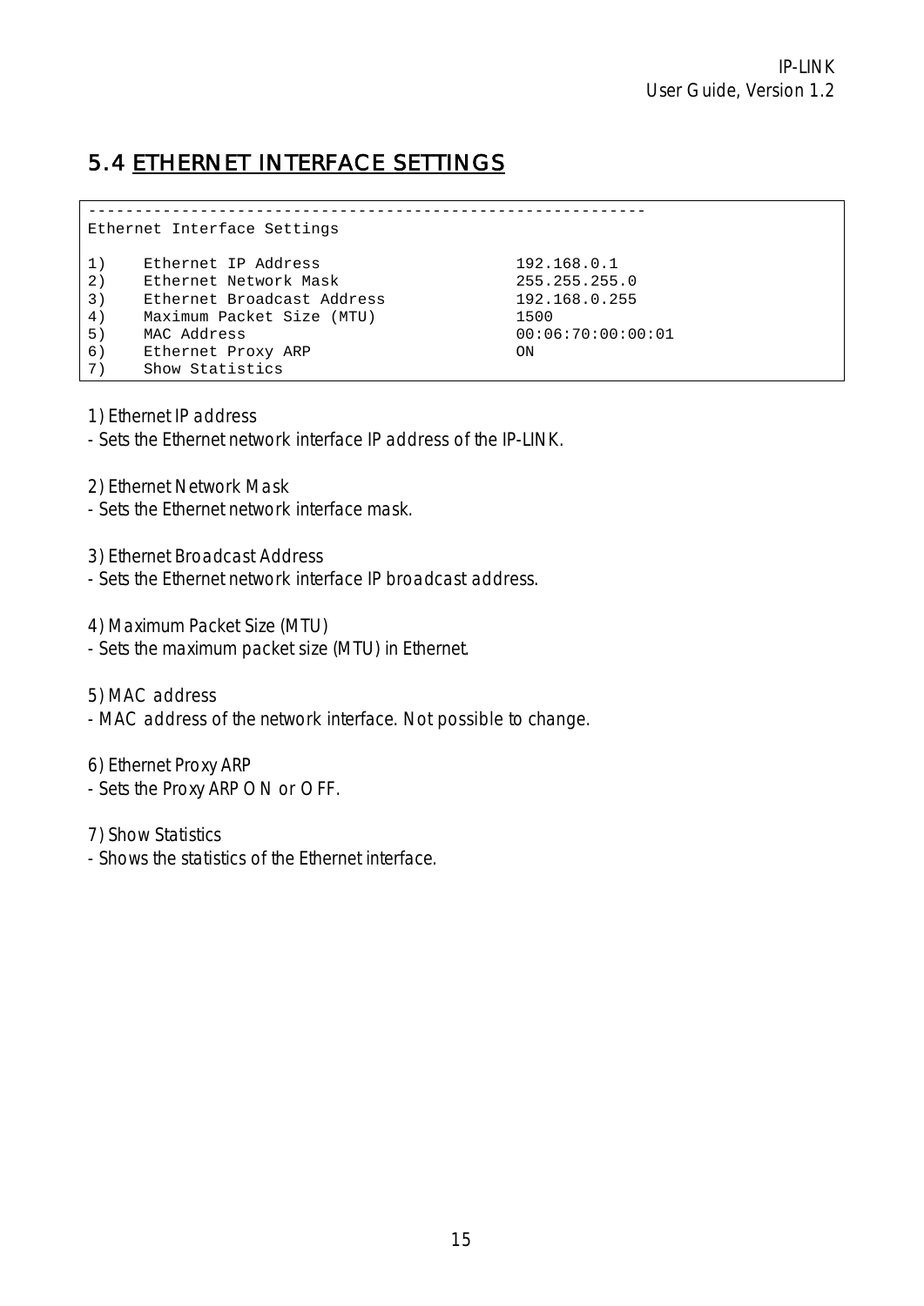## 5.4 ETHERNET INTERFACE SETTINGS

```
------------------------------------------------------------
Ethernet Interface Settings

1)    Ethernet IP Address                    192.168.0.1
2)    Ethernet Network Mask                  255.255.255.0
3)    Ethernet Broadcast Address             192.168.0.255
4)    Maximum Packet Size (MTU)              1500
5)    MAC Address                            00:06:70:00:00:01
6)    Ethernet Proxy ARP                     ON
7)    Show Statistics
```

1) Ethernet IP address
- Sets the Ethernet network interface IP address of the IP-LINK.

2) Ethernet Network Mask
- Sets the Ethernet network interface mask.

3) Ethernet Broadcast Address
- Sets the Ethernet network interface IP broadcast address.

4) Maximum Packet Size (MTU)
- Sets the maximum packet size (MTU) in Ethernet.

5) MAC address
- MAC address of the network interface. Not possible to change.

6) Ethernet Proxy ARP
- Sets the Proxy ARP ON or OFF.

7) Show Statistics
- Shows the statistics of the Ethernet interface.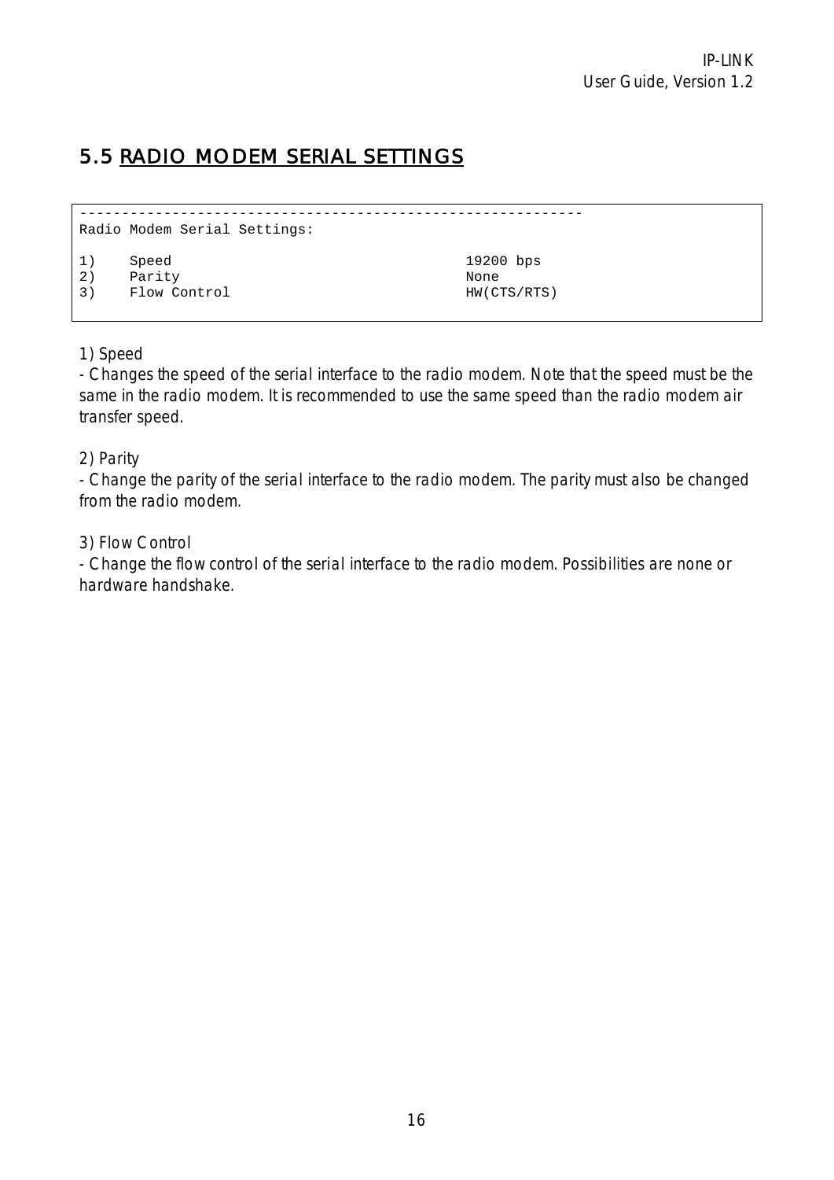## 5.5 RADIO MODEM SERIAL SETTINGS

```
-----------------------------------------------------------
Radio Modem Serial Settings:

1)    Speed                                    19200 bps
2)    Parity                                   None
3)    Flow Control                             HW(CTS/RTS)
```

1) Speed
- Changes the speed of the serial interface to the radio modem. Note that the speed must be the same in the radio modem. It is recommended to use the same speed than the radio modem air transfer speed.

2) Parity
- Change the parity of the serial interface to the radio modem. The parity must also be changed from the radio modem.

3) Flow Control
- Change the flow control of the serial interface to the radio modem. Possibilities are none or hardware handshake.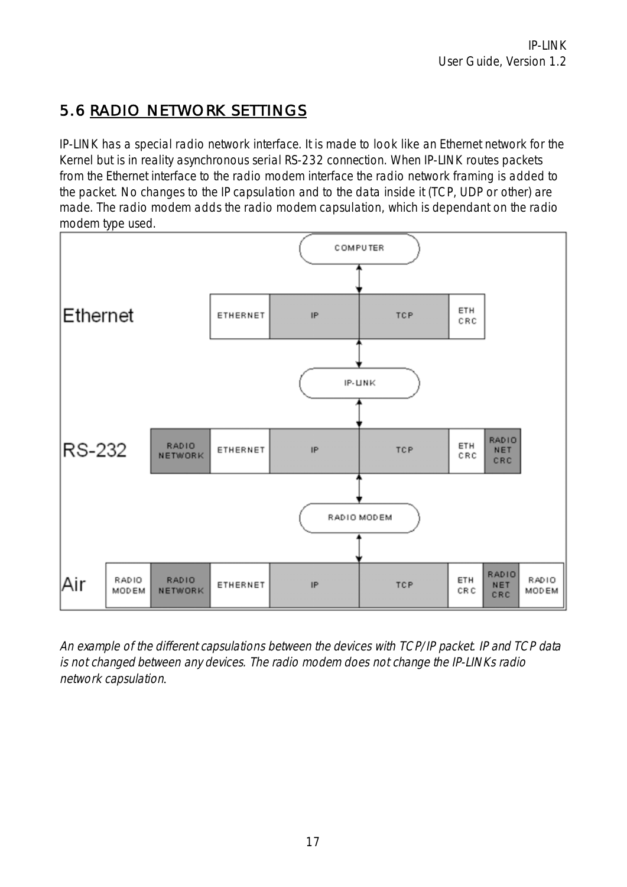## 5.6 RADIO NETWORK SETTINGS

IP-LINK has a special radio network interface. It is made to look like an Ethernet network for the Kernel but is in reality asynchronous serial RS-232 connection. When IP-LINK routes packets from the Ethernet interface to the radio modem interface the radio network framing is added to the packet. No changes to the IP capsulation and to the data inside it (TCP, UDP or other) are made. The radio modem adds the radio modem capsulation, which is dependant on the radio modem type used.

*An example of the different capsulations between the devices with TCP/IP packet. IP and TCP data is not changed between any devices. The radio modem does not change the IP-LINKs radio network capsulation.*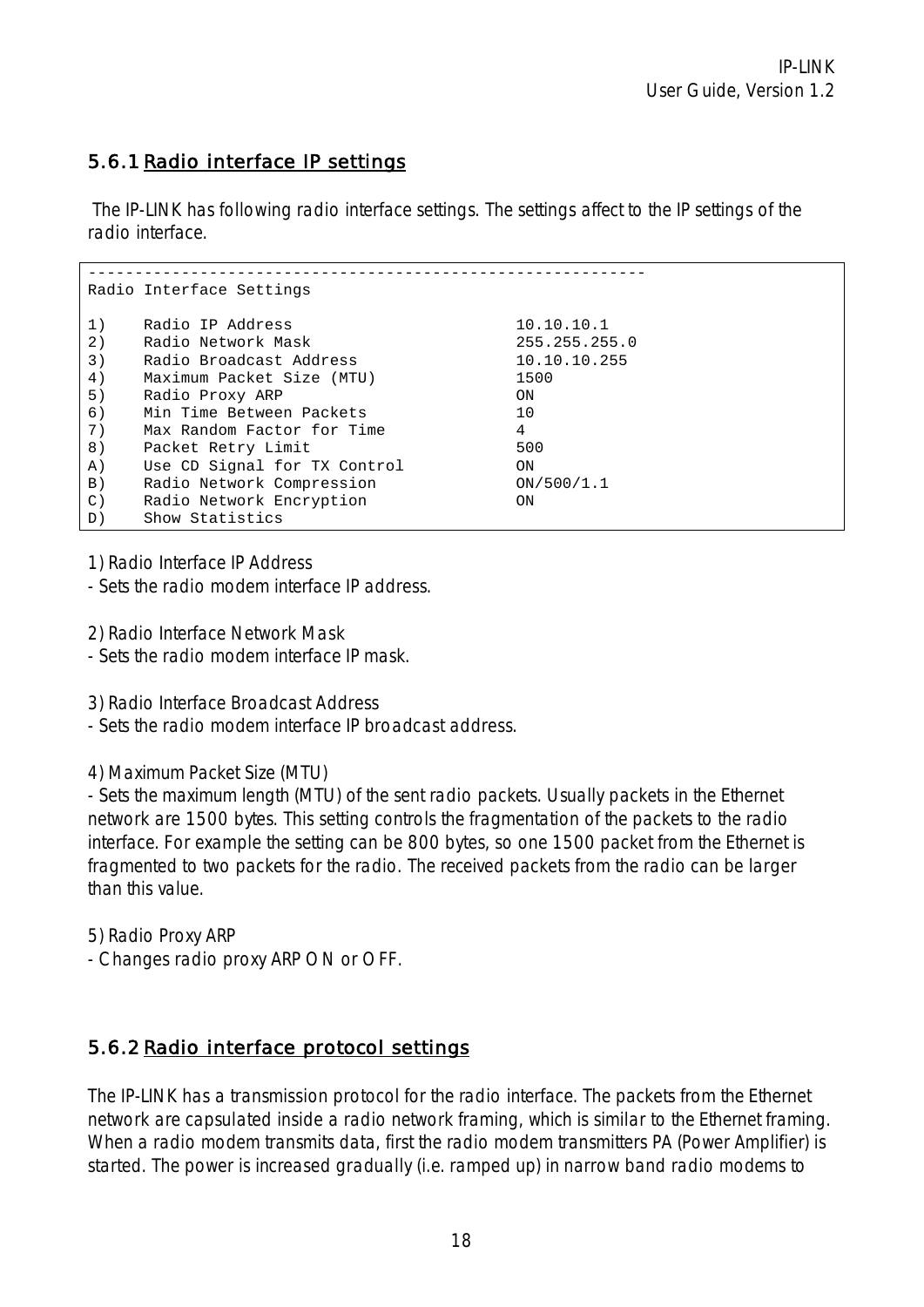### 5.6.1 Radio interface IP settings

The IP-LINK has following radio interface settings. The settings affect to the IP settings of the radio interface.

```
------------------------------------------------------------
Radio Interface Settings

1)    Radio IP Address                       10.10.10.1
2)    Radio Network Mask                     255.255.255.0
3)    Radio Broadcast Address                10.10.10.255
4)    Maximum Packet Size (MTU)              1500
5)    Radio Proxy ARP                        ON
6)    Min Time Between Packets               10
7)    Max Random Factor for Time             4
8)    Packet Retry Limit                     500
A)    Use CD Signal for TX Control           ON
B)    Radio Network Compression              ON/500/1.1
C)    Radio Network Encryption               ON
D)    Show Statistics
```

1) Radio Interface IP Address
- Sets the radio modem interface IP address.

2) Radio Interface Network Mask
- Sets the radio modem interface IP mask.

3) Radio Interface Broadcast Address
- Sets the radio modem interface IP broadcast address.

4) Maximum Packet Size (MTU)
- Sets the maximum length (MTU) of the sent radio packets. Usually packets in the Ethernet network are 1500 bytes. This setting controls the fragmentation of the packets to the radio interface. For example the setting can be 800 bytes, so one 1500 packet from the Ethernet is fragmented to two packets for the radio. The received packets from the radio can be larger than this value.

5) Radio Proxy ARP
- Changes radio proxy ARP ON or OFF.

### 5.6.2 Radio interface protocol settings

The IP-LINK has a transmission protocol for the radio interface. The packets from the Ethernet network are capsulated inside a radio network framing, which is similar to the Ethernet framing. When a radio modem transmits data, first the radio modem transmitters PA (Power Amplifier) is started. The power is increased gradually (i.e. ramped up) in narrow band radio modems to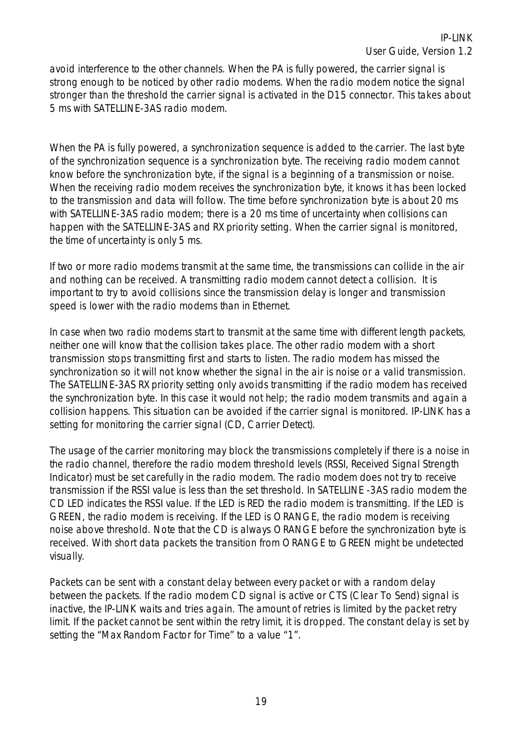avoid interference to the other channels. When the PA is fully powered, the carrier signal is strong enough to be noticed by other radio modems. When the radio modem notice the signal stronger than the threshold the carrier signal is activated in the D15 connector. This takes about 5 ms with SATELLINE-3AS radio modem.

When the PA is fully powered, a synchronization sequence is added to the carrier. The last byte of the synchronization sequence is a synchronization byte. The receiving radio modem cannot know before the synchronization byte, if the signal is a beginning of a transmission or noise. When the receiving radio modem receives the synchronization byte, it knows it has been locked to the transmission and data will follow. The time before synchronization byte is about 20 ms with SATELLINE-3AS radio modem; there is a 20 ms time of uncertainty when collisions can happen with the SATELLINE-3AS and RX priority setting. When the carrier signal is monitored, the time of uncertainty is only 5 ms.

If two or more radio modems transmit at the same time, the transmissions can collide in the air and nothing can be received. A transmitting radio modem cannot detect a collision. It is important to try to avoid collisions since the transmission delay is longer and transmission speed is lower with the radio modems than in Ethernet.

In case when two radio modems start to transmit at the same time with different length packets, neither one will know that the collision takes place. The other radio modem with a short transmission stops transmitting first and starts to listen. The radio modem has missed the synchronization so it will not know whether the signal in the air is noise or a valid transmission. The SATELLINE-3AS RX priority setting only avoids transmitting if the radio modem has received the synchronization byte. In this case it would not help; the radio modem transmits and again a collision happens. This situation can be avoided if the carrier signal is monitored. IP-LINK has a setting for monitoring the carrier signal (CD, Carrier Detect).

The usage of the carrier monitoring may block the transmissions completely if there is a noise in the radio channel, therefore the radio modem threshold levels (RSSI, Received Signal Strength Indicator) must be set carefully in the radio modem. The radio modem does not try to receive transmission if the RSSI value is less than the set threshold. In SATELLINE -3AS radio modem the CD LED indicates the RSSI value. If the LED is RED the radio modem is transmitting. If the LED is GREEN, the radio modem is receiving. If the LED is ORANGE, the radio modem is receiving noise above threshold. Note that the CD is always ORANGE before the synchronization byte is received. With short data packets the transition from ORANGE to GREEN might be undetected visually.

Packets can be sent with a constant delay between every packet or with a random delay between the packets. If the radio modem CD signal is active or CTS (Clear To Send) signal is inactive, the IP-LINK waits and tries again. The amount of retries is limited by the packet retry limit. If the packet cannot be sent within the retry limit, it is dropped. The constant delay is set by setting the "Max Random Factor for Time" to a value "1".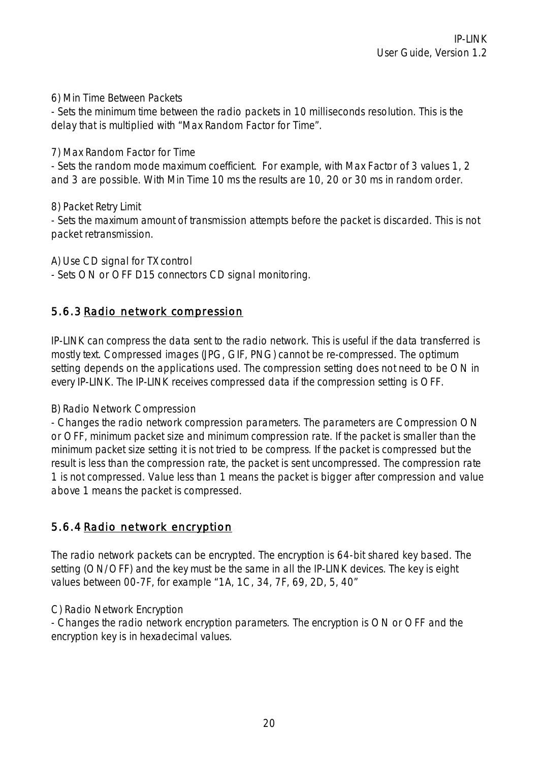6) Min Time Between Packets
- Sets the minimum time between the radio packets in 10 milliseconds resolution. This is the delay that is multiplied with "Max Random Factor for Time".

7) Max Random Factor for Time
- Sets the random mode maximum coefficient. For example, with Max Factor of 3 values 1, 2 and 3 are possible. With Min Time 10 ms the results are 10, 20 or 30 ms in random order.

8) Packet Retry Limit
- Sets the maximum amount of transmission attempts before the packet is discarded. This is not packet retransmission.

A) Use CD signal for TX control
- Sets ON or OFF D15 connectors CD signal monitoring.

### 5.6.3 Radio network compression

IP-LINK can compress the data sent to the radio network. This is useful if the data transferred is mostly text. Compressed images (JPG, GIF, PNG) cannot be re-compressed. The optimum setting depends on the applications used. The compression setting does not need to be ON in every IP-LINK. The IP-LINK receives compressed data if the compression setting is OFF.

B) Radio Network Compression
- Changes the radio network compression parameters. The parameters are Compression ON or OFF, minimum packet size and minimum compression rate. If the packet is smaller than the minimum packet size setting it is not tried to be compress. If the packet is compressed but the result is less than the compression rate, the packet is sent uncompressed. The compression rate 1 is not compressed. Value less than 1 means the packet is bigger after compression and value above 1 means the packet is compressed.

### 5.6.4 Radio network encryption

The radio network packets can be encrypted. The encryption is 64-bit shared key based. The setting (ON/OFF) and the key must be the same in all the IP-LINK devices. The key is eight values between 00-7F, for example "1A, 1C, 34, 7F, 69, 2D, 5, 40"

C) Radio Network Encryption
- Changes the radio network encryption parameters. The encryption is ON or OFF and the encryption key is in hexadecimal values.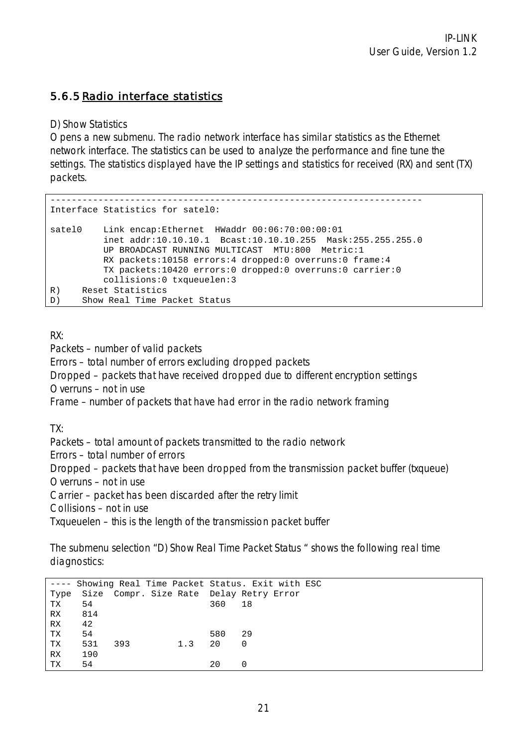### 5.6.5 Radio interface statistics

D) Show Statistics

Opens a new submenu. The radio network interface has similar statistics as the Ethernet network interface. The statistics can be used to analyze the performance and fine tune the settings. The statistics displayed have the IP settings and statistics for received (RX) and sent (TX) packets.

```
----------------------------------------------------------------------
Interface Statistics for satel0:

satel0    Link encap:Ethernet  HWaddr 00:06:70:00:00:01
          inet addr:10.10.10.1  Bcast:10.10.10.255  Mask:255.255.255.0
          UP BROADCAST RUNNING MULTICAST  MTU:800  Metric:1
          RX packets:10158 errors:4 dropped:0 overruns:0 frame:4
          TX packets:10420 errors:0 dropped:0 overruns:0 carrier:0
          collisions:0 txqueuelen:3
R)    Reset Statistics
D)    Show Real Time Packet Status
```

RX:

Packets – number of valid packets

Errors – total number of errors excluding dropped packets

Dropped – packets that have received dropped due to different encryption settings

Overruns – not in use

Frame – number of packets that have had error in the radio network framing

TX:

Packets – total amount of packets transmitted to the radio network

Errors – total number of errors

Dropped – packets that have been dropped from the transmission packet buffer (txqueue)

Overruns – not in use

Carrier – packet has been discarded after the retry limit

Collisions – not in use

Txqueuelen – this is the length of the transmission packet buffer

The submenu selection "D) Show Real Time Packet Status " shows the following real time diagnostics:

```
---- Showing Real Time Packet Status. Exit with ESC
Type  Size  Compr. Size Rate  Delay Retry Error
TX    54                      360   18
RX    814
RX    42
TX    54                      580   29
TX    531   393         1.3   20    0
RX    190
TX    54                      20    0
```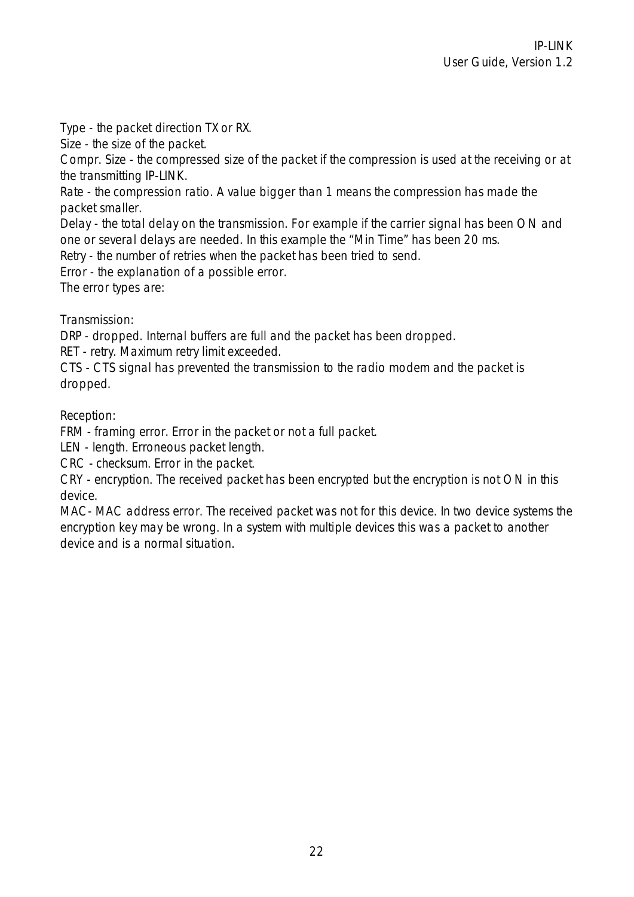Type - the packet direction TX or RX.
Size - the size of the packet.
Compr. Size - the compressed size of the packet if the compression is used at the receiving or at the transmitting IP-LINK.
Rate - the compression ratio. A value bigger than 1 means the compression has made the packet smaller.
Delay - the total delay on the transmission. For example if the carrier signal has been ON and one or several delays are needed. In this example the "Min Time" has been 20 ms.
Retry - the number of retries when the packet has been tried to send.
Error - the explanation of a possible error.
The error types are:

Transmission:
DRP - dropped. Internal buffers are full and the packet has been dropped.
RET - retry. Maximum retry limit exceeded.
CTS - CTS signal has prevented the transmission to the radio modem and the packet is dropped.

Reception:
FRM - framing error. Error in the packet or not a full packet.
LEN - length. Erroneous packet length.
CRC - checksum. Error in the packet.
CRY - encryption. The received packet has been encrypted but the encryption is not ON in this device.
MAC - MAC address error. The received packet was not for this device. In two device systems the encryption key may be wrong. In a system with multiple devices this was a packet to another device and is a normal situation.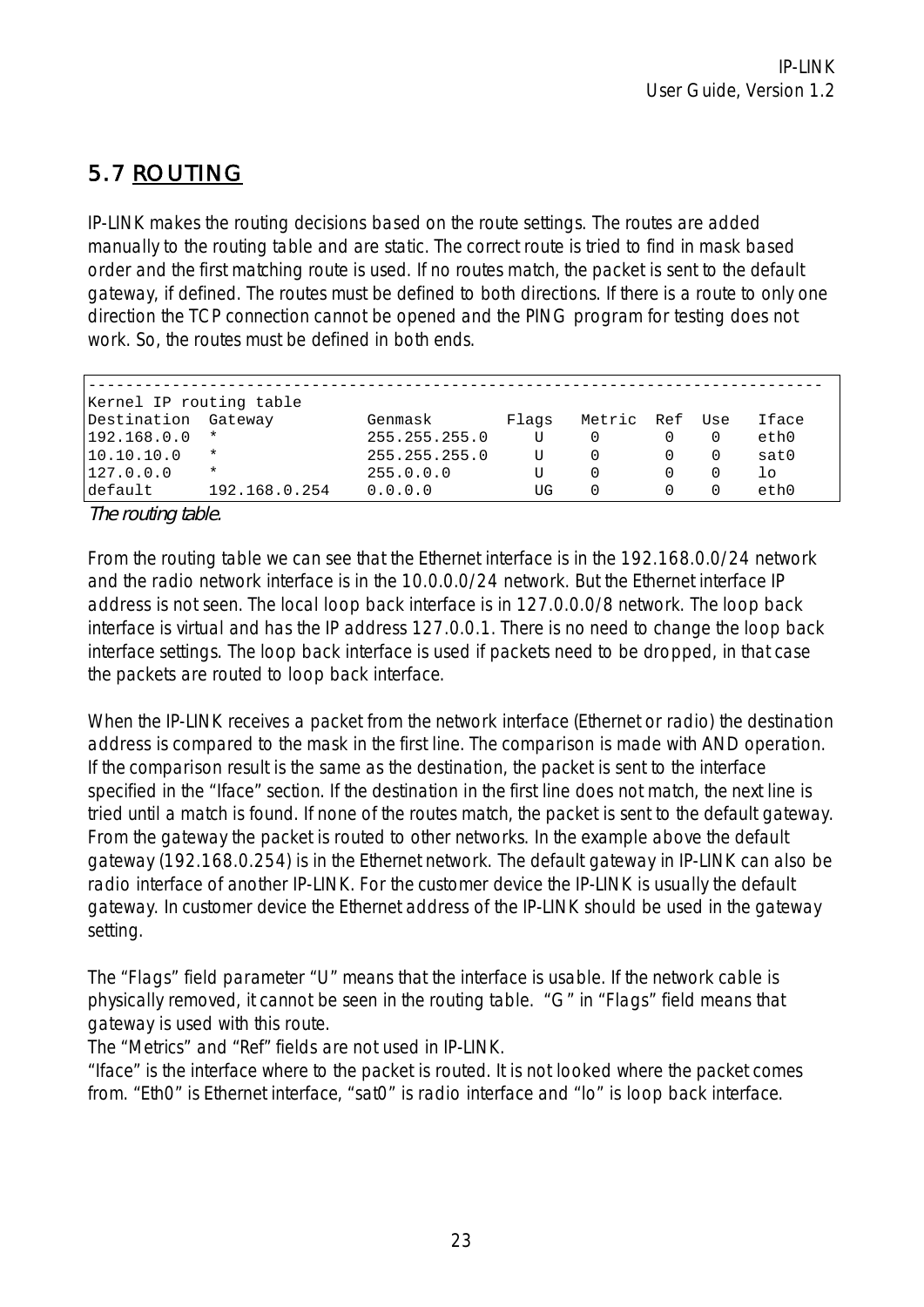## 5.7 ROUTING

IP-LINK makes the routing decisions based on the route settings. The routes are added manually to the routing table and are static. The correct route is tried to find in mask based order and the first matching route is used. If no routes match, the packet is sent to the default gateway, if defined. The routes must be defined to both directions. If there is a route to only one direction the TCP connection cannot be opened and the PING program for testing does not work. So, the routes must be defined in both ends.

```
-----------------------------------------------------------------------------
Kernel IP routing table
Destination  Gateway         Genmask        Flags   Metric  Ref  Use   Iface
192.168.0.0  *               255.255.255.0    U      0       0    0    eth0
10.10.10.0   *               255.255.255.0    U      0       0    0    sat0
127.0.0.0    *               255.0.0.0        U      0       0    0    lo
default      192.168.0.254   0.0.0.0          UG     0       0    0    eth0
```

*The routing table.*

From the routing table we can see that the Ethernet interface is in the 192.168.0.0/24 network and the radio network interface is in the 10.0.0.0/24 network. But the Ethernet interface IP address is not seen. The local loop back interface is in 127.0.0.0/8 network. The loop back interface is virtual and has the IP address 127.0.0.1. There is no need to change the loop back interface settings. The loop back interface is used if packets need to be dropped, in that case the packets are routed to loop back interface.

When the IP-LINK receives a packet from the network interface (Ethernet or radio) the destination address is compared to the mask in the first line. The comparison is made with AND operation. If the comparison result is the same as the destination, the packet is sent to the interface specified in the "Iface" section. If the destination in the first line does not match, the next line is tried until a match is found. If none of the routes match, the packet is sent to the default gateway. From the gateway the packet is routed to other networks. In the example above the default gateway (192.168.0.254) is in the Ethernet network. The default gateway in IP-LINK can also be radio interface of another IP-LINK. For the customer device the IP-LINK is usually the default gateway. In customer device the Ethernet address of the IP-LINK should be used in the gateway setting.

The "Flags" field parameter "U" means that the interface is usable. If the network cable is physically removed, it cannot be seen in the routing table. "G" in "Flags" field means that gateway is used with this route.
The "Metrics" and "Ref" fields are not used in IP-LINK.
"Iface" is the interface where to the packet is routed. It is not looked where the packet comes from. "Eth0" is Ethernet interface, "sat0" is radio interface and "lo" is loop back interface.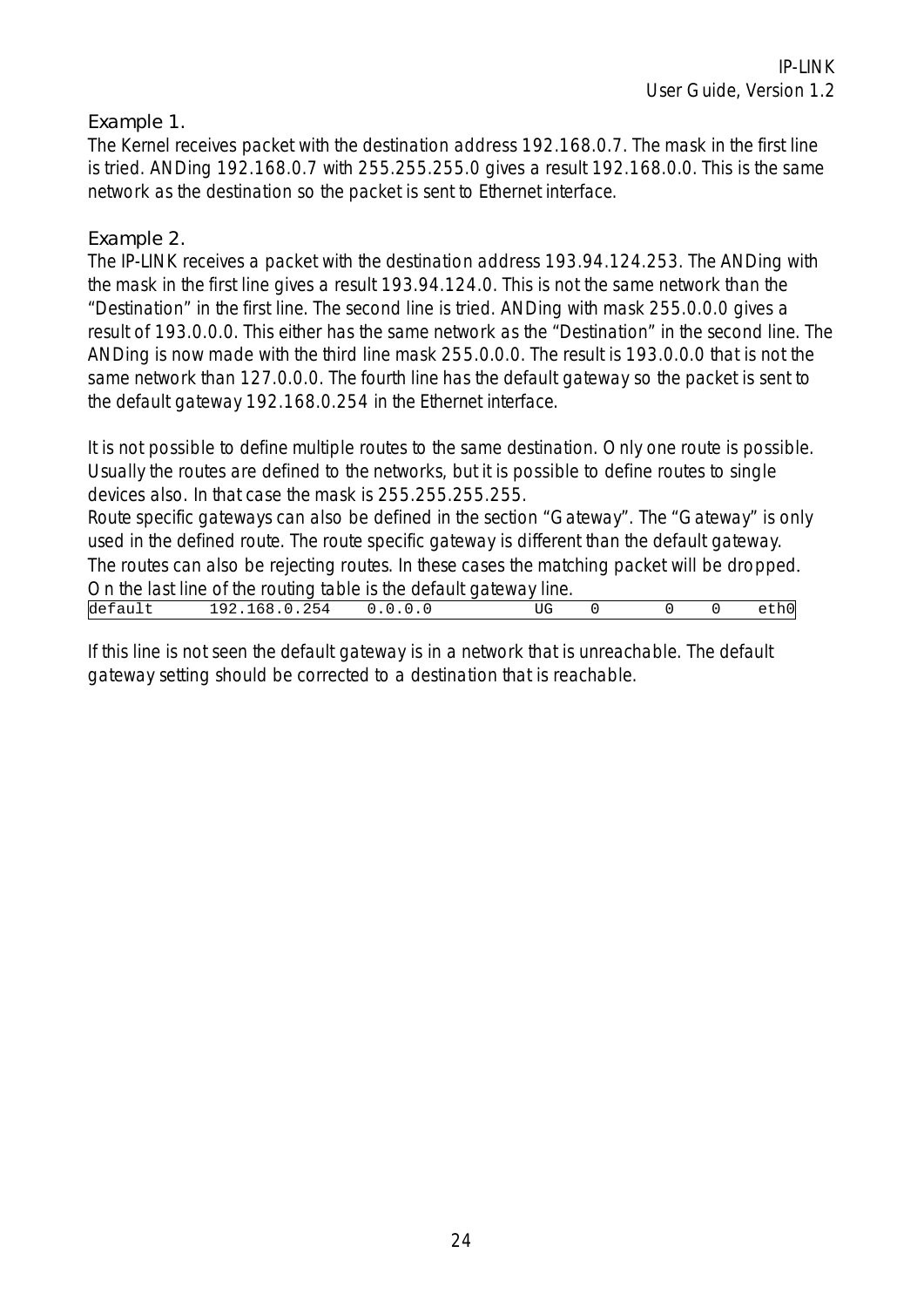Example 1.

The Kernel receives packet with the destination address 192.168.0.7. The mask in the first line is tried. ANDing 192.168.0.7 with 255.255.255.0 gives a result 192.168.0.0. This is the same network as the destination so the packet is sent to Ethernet interface.

Example 2.

The IP-LINK receives a packet with the destination address 193.94.124.253. The ANDing with the mask in the first line gives a result 193.94.124.0. This is not the same network than the "Destination" in the first line. The second line is tried. ANDing with mask 255.0.0.0 gives a result of 193.0.0.0. This either has the same network as the "Destination" in the second line. The ANDing is now made with the third line mask 255.0.0.0. The result is 193.0.0.0 that is not the same network than 127.0.0.0. The fourth line has the default gateway so the packet is sent to the default gateway 192.168.0.254 in the Ethernet interface.

It is not possible to define multiple routes to the same destination. Only one route is possible. Usually the routes are defined to the networks, but it is possible to define routes to single devices also. In that case the mask is 255.255.255.255.

Route specific gateways can also be defined in the section "Gateway". The "Gateway" is only used in the defined route. The route specific gateway is different than the default gateway.

The routes can also be rejecting routes. In these cases the matching packet will be dropped.

On the last line of the routing table is the default gateway line.

```
default      192.168.0.254    0.0.0.0          UG    0        0    0    eth0
```

If this line is not seen the default gateway is in a network that is unreachable. The default gateway setting should be corrected to a destination that is reachable.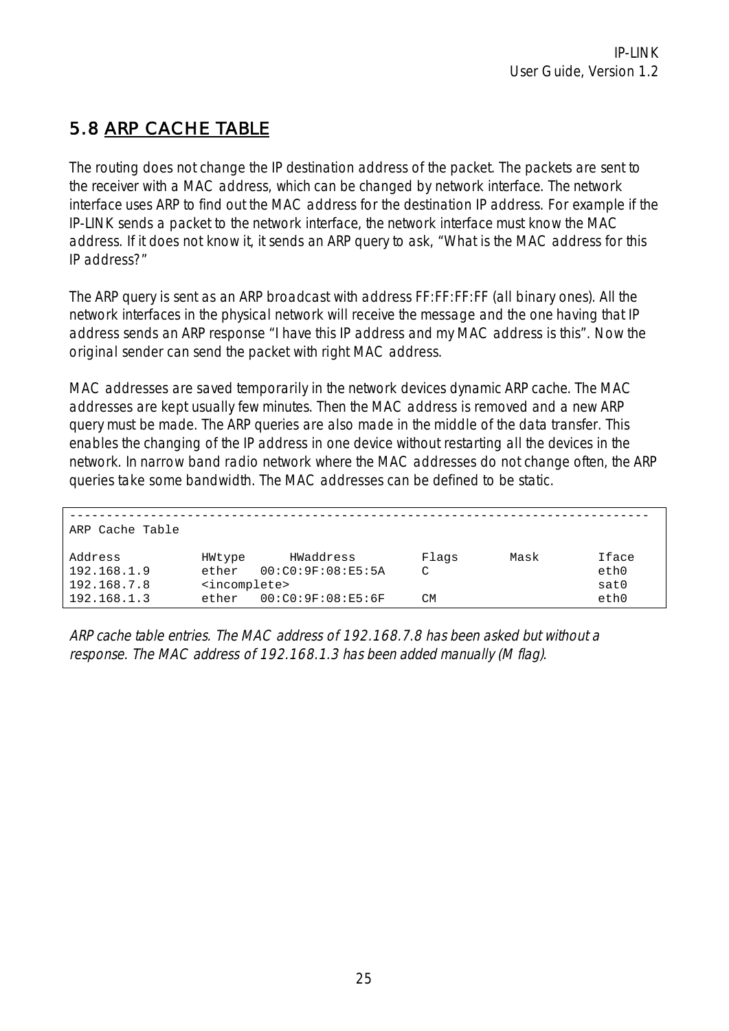## 5.8 ARP CACHE TABLE

The routing does not change the IP destination address of the packet. The packets are sent to the receiver with a MAC address, which can be changed by network interface. The network interface uses ARP to find out the MAC address for the destination IP address. For example if the IP-LINK sends a packet to the network interface, the network interface must know the MAC address. If it does not know it, it sends an ARP query to ask, "What is the MAC address for this IP address?"

The ARP query is sent as an ARP broadcast with address FF:FF:FF:FF (all binary ones). All the network interfaces in the physical network will receive the message and the one having that IP address sends an ARP response "I have this IP address and my MAC address is this". Now the original sender can send the packet with right MAC address.

MAC addresses are saved temporarily in the network devices dynamic ARP cache. The MAC addresses are kept usually few minutes. Then the MAC address is removed and a new ARP query must be made. The ARP queries are also made in the middle of the data transfer. This enables the changing of the IP address in one device without restarting all the devices in the network. In narrow band radio network where the MAC addresses do not change often, the ARP queries take some bandwidth. The MAC addresses can be defined to be static.

```
------------------------------------------------------------------------------
ARP Cache Table

Address          HWtype      HWaddress         Flags       Mask         Iface
192.168.1.9      ether   00:C0:9F:08:E5:5A     C                        eth0
192.168.7.8      <incomplete>                                           sat0
192.168.1.3      ether   00:C0:9F:08:E5:6F     CM                       eth0
```

*ARP cache table entries. The MAC address of 192.168.7.8 has been asked but without a response. The MAC address of 192.168.1.3 has been added manually (M flag).*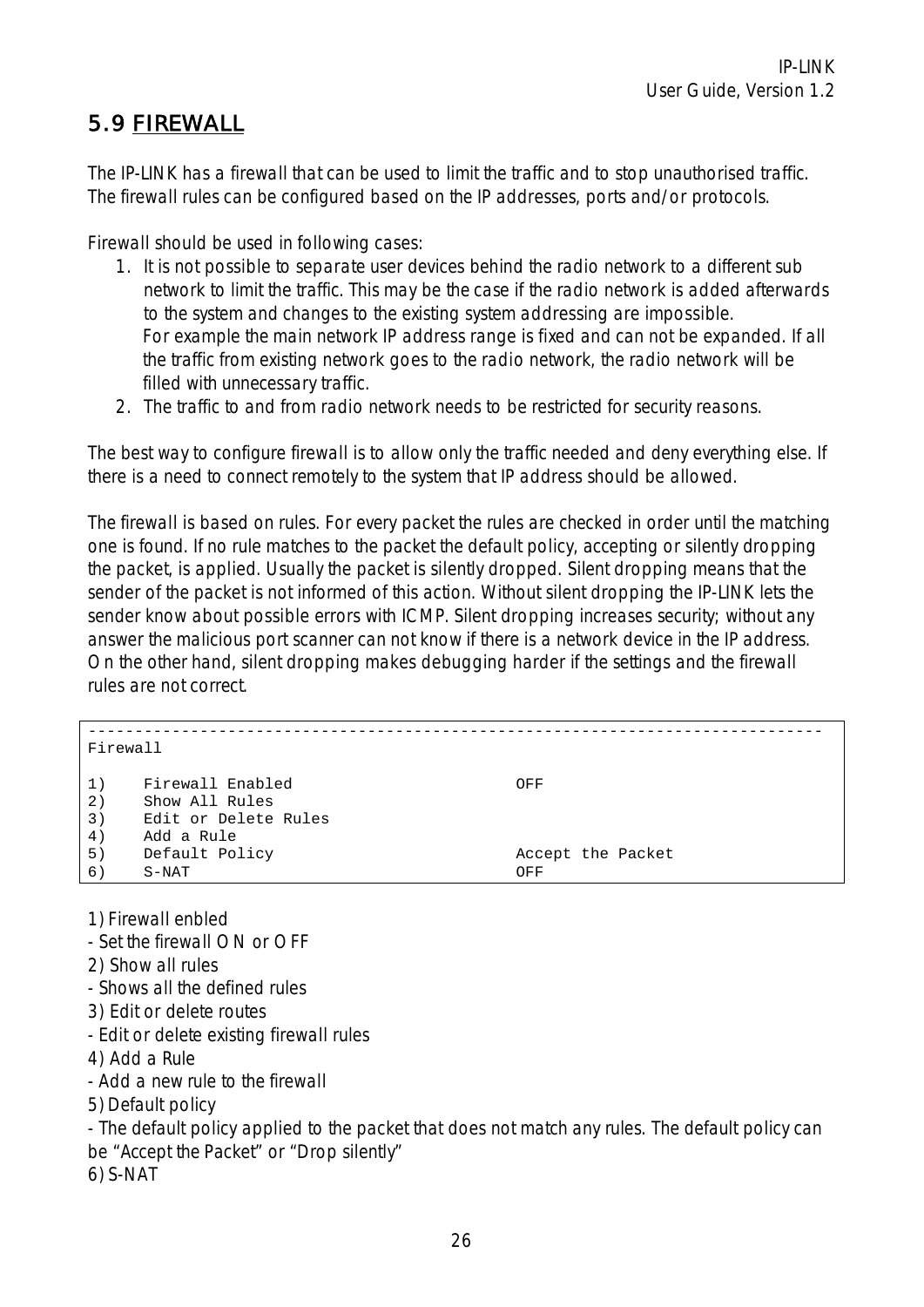## 5.9 FIREWALL

The IP-LINK has a firewall that can be used to limit the traffic and to stop unauthorised traffic. The firewall rules can be configured based on the IP addresses, ports and/or protocols.

Firewall should be used in following cases:

1. It is not possible to separate user devices behind the radio network to a different sub network to limit the traffic. This may be the case if the radio network is added afterwards to the system and changes to the existing system addressing are impossible. For example the main network IP address range is fixed and can not be expanded. If all the traffic from existing network goes to the radio network, the radio network will be filled with unnecessary traffic.
2. The traffic to and from radio network needs to be restricted for security reasons.

The best way to configure firewall is to allow only the traffic needed and deny everything else. If there is a need to connect remotely to the system that IP address should be allowed.

The firewall is based on rules. For every packet the rules are checked in order until the matching one is found. If no rule matches to the packet the default policy, accepting or silently dropping the packet, is applied. Usually the packet is silently dropped. Silent dropping means that the sender of the packet is not informed of this action. Without silent dropping the IP-LINK lets the sender know about possible errors with ICMP. Silent dropping increases security; without any answer the malicious port scanner can not know if there is a network device in the IP address. On the other hand, silent dropping makes debugging harder if the settings and the firewall rules are not correct.

```
-------------------------------------------------------------------------------
Firewall

1)    Firewall Enabled                        OFF
2)    Show All Rules
3)    Edit or Delete Rules
4)    Add a Rule
5)    Default Policy                          Accept the Packet
6)    S-NAT                                   OFF
```

1) Firewall enbled
- Set the firewall ON or OFF

2) Show all rules
- Shows all the defined rules

3) Edit or delete routes
- Edit or delete existing firewall rules

4) Add a Rule
- Add a new rule to the firewall

5) Default policy
- The default policy applied to the packet that does not match any rules. The default policy can be "Accept the Packet" or "Drop silently"

6) S-NAT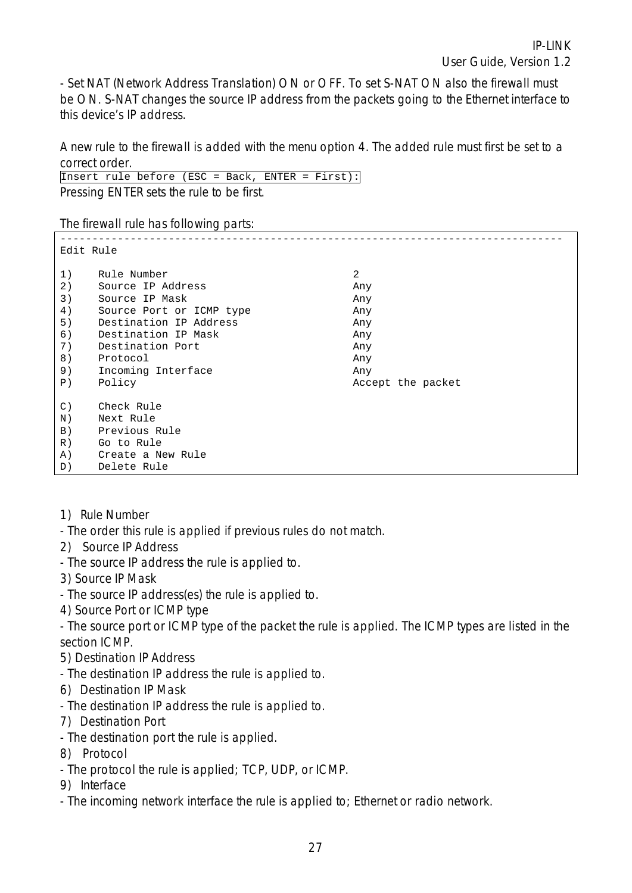- Set NAT (Network Address Translation) ON or OFF. To set S-NAT ON also the firewall must be ON. S-NAT changes the source IP address from the packets going to the Ethernet interface to this device's IP address.

A new rule to the firewall is added with the menu option 4. The added rule must first be set to a correct order.

```
Insert rule before (ESC = Back, ENTER = First):
```

Pressing ENTER sets the rule to be first.

The firewall rule has following parts:

```
------------------------------------------------------------------------------
Edit Rule

1)    Rule Number                              2
2)    Source IP Address                        Any
3)    Source IP Mask                           Any
4)    Source Port or ICMP type                 Any
5)    Destination IP Address                   Any
6)    Destination IP Mask                      Any
7)    Destination Port                         Any
8)    Protocol                                 Any
9)    Incoming Interface                       Any
P)    Policy                                   Accept the packet

C)    Check Rule
N)    Next Rule
B)    Previous Rule
R)    Go to Rule
A)    Create a New Rule
D)    Delete Rule
```

1) Rule Number
- The order this rule is applied if previous rules do not match.

2) Source IP Address
- The source IP address the rule is applied to.

3) Source IP Mask
- The source IP address(es) the rule is applied to.

4) Source Port or ICMP type
- The source port or ICMP type of the packet the rule is applied. The ICMP types are listed in the section ICMP.

5) Destination IP Address
- The destination IP address the rule is applied to.

6) Destination IP Mask
- The destination IP address the rule is applied to.

7) Destination Port
- The destination port the rule is applied.

8) Protocol
- The protocol the rule is applied; TCP, UDP, or ICMP.

9) Interface
- The incoming network interface the rule is applied to; Ethernet or radio network.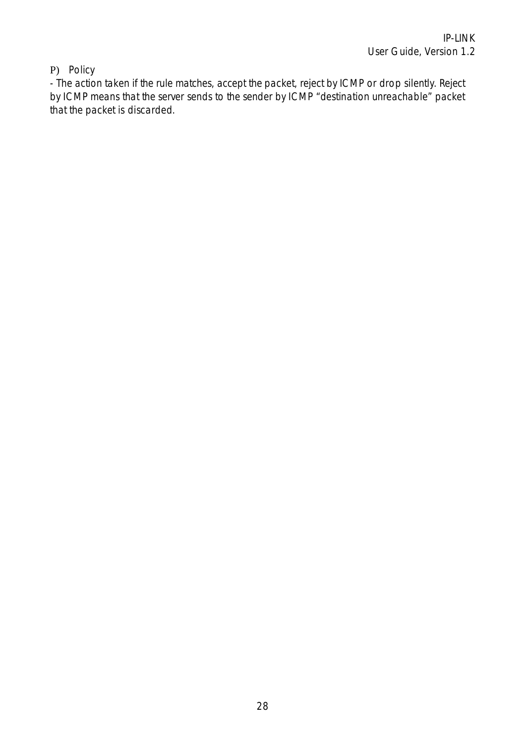P) Policy

- The action taken if the rule matches, accept the packet, reject by ICMP or drop silently. Reject by ICMP means that the server sends to the sender by ICMP “destination unreachable” packet that the packet is discarded.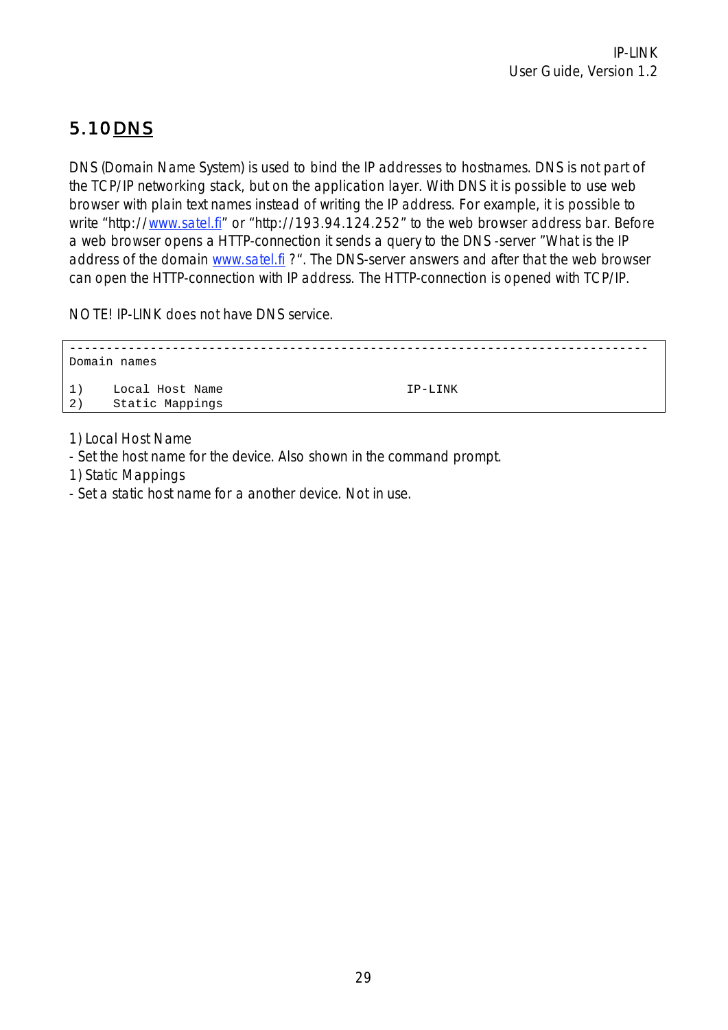## 5.10 DNS

DNS (Domain Name System) is used to bind the IP addresses to hostnames. DNS is not part of the TCP/IP networking stack, but on the application layer. With DNS it is possible to use web browser with plain text names instead of writing the IP address. For example, it is possible to write "http://www.satel.fi" or "http://193.94.124.252" to the web browser address bar. Before a web browser opens a HTTP-connection it sends a query to the DNS-server "What is the IP address of the domain www.satel.fi ?". The DNS-server answers and after that the web browser can open the HTTP-connection with IP address. The HTTP-connection is opened with TCP/IP.

NOTE! IP-LINK does not have DNS service.

```
-------------------------------------------------------------------------------
Domain names

1)    Local Host Name                         IP-LINK
2)    Static Mappings
```

1) Local Host Name

- Set the host name for the device. Also shown in the command prompt.

1) Static Mappings

- Set a static host name for a another device. Not in use.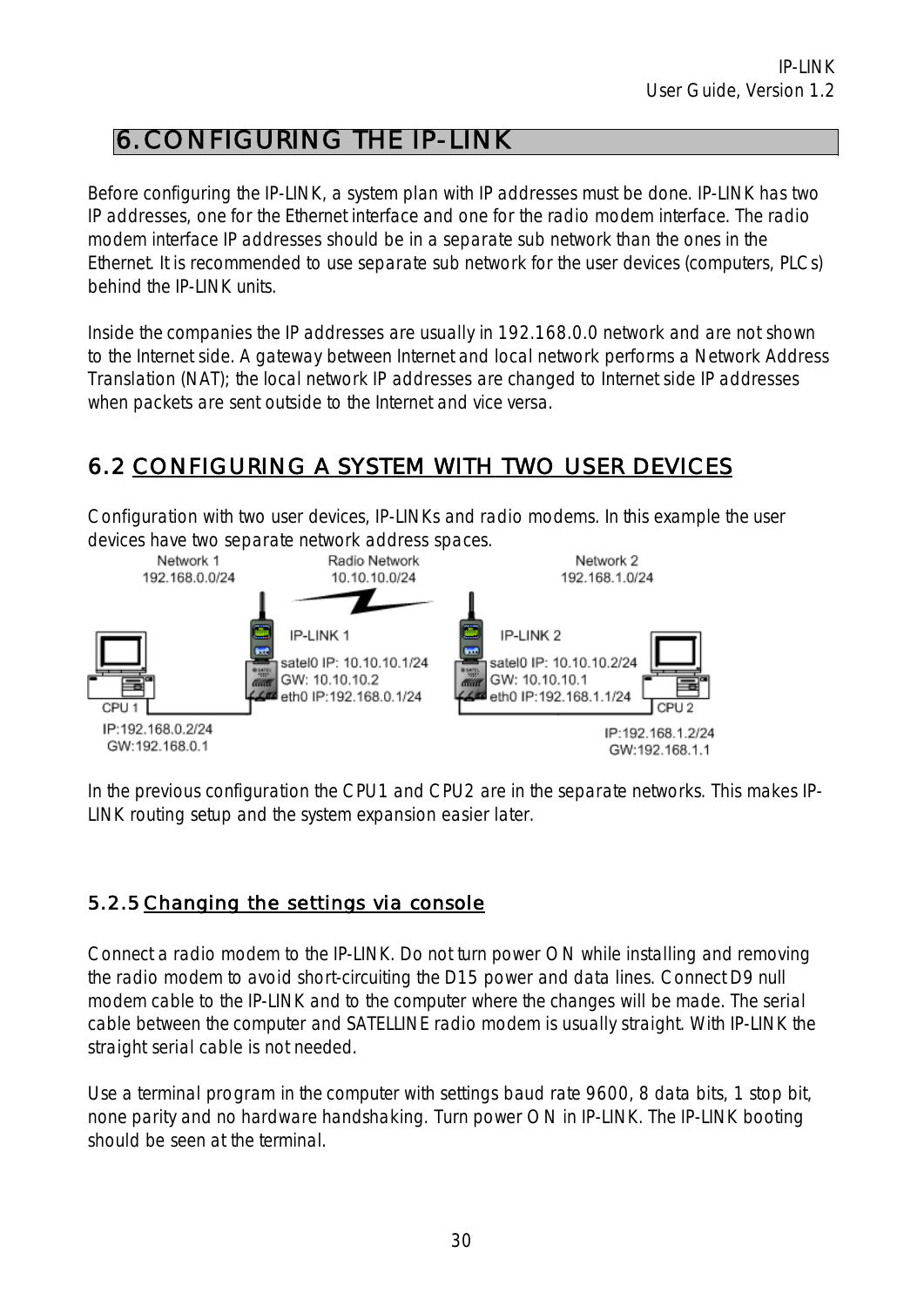# 6. CONFIGURING THE IP-LINK

Before configuring the IP-LINK, a system plan with IP addresses must be done. IP-LINK has two IP addresses, one for the Ethernet interface and one for the radio modem interface. The radio modem interface IP addresses should be in a separate sub network than the ones in the Ethernet. It is recommended to use separate sub network for the user devices (computers, PLCs) behind the IP-LINK units.

Inside the companies the IP addresses are usually in 192.168.0.0 network and are not shown to the Internet side. A gateway between Internet and local network performs a Network Address Translation (NAT); the local network IP addresses are changed to Internet side IP addresses when packets are sent outside to the Internet and vice versa.

## 6.2 CONFIGURING A SYSTEM WITH TWO USER DEVICES

Configuration with two user devices, IP-LINKs and radio modems. In this example the user devices have two separate network address spaces.

Network 1
192.168.0.0/24

Radio Network
10.10.10.0/24

Network 2
192.168.1.0/24

IP-LINK 1
satel0 IP: 10.10.10.1/24
GW: 10.10.10.2
eth0 IP:192.168.0.1/24

IP-LINK 2
satel0 IP: 10.10.10.2/24
GW: 10.10.10.1
eth0 IP:192.168.1.1/24

CPU 1
IP:192.168.0.2/24
GW:192.168.0.1

CPU 2
IP:192.168.1.2/24
GW:192.168.1.1

In the previous configuration the CPU1 and CPU2 are in the separate networks. This makes IP-LINK routing setup and the system expansion easier later.

### 5.2.5 Changing the settings via console

Connect a radio modem to the IP-LINK. Do not turn power ON while installing and removing the radio modem to avoid short-circuiting the D15 power and data lines. Connect D9 null modem cable to the IP-LINK and to the computer where the changes will be made. The serial cable between the computer and SATELLINE radio modem is usually straight. With IP-LINK the straight serial cable is not needed.

Use a terminal program in the computer with settings baud rate 9600, 8 data bits, 1 stop bit, none parity and no hardware handshaking. Turn power ON in IP-LINK. The IP-LINK booting should be seen at the terminal.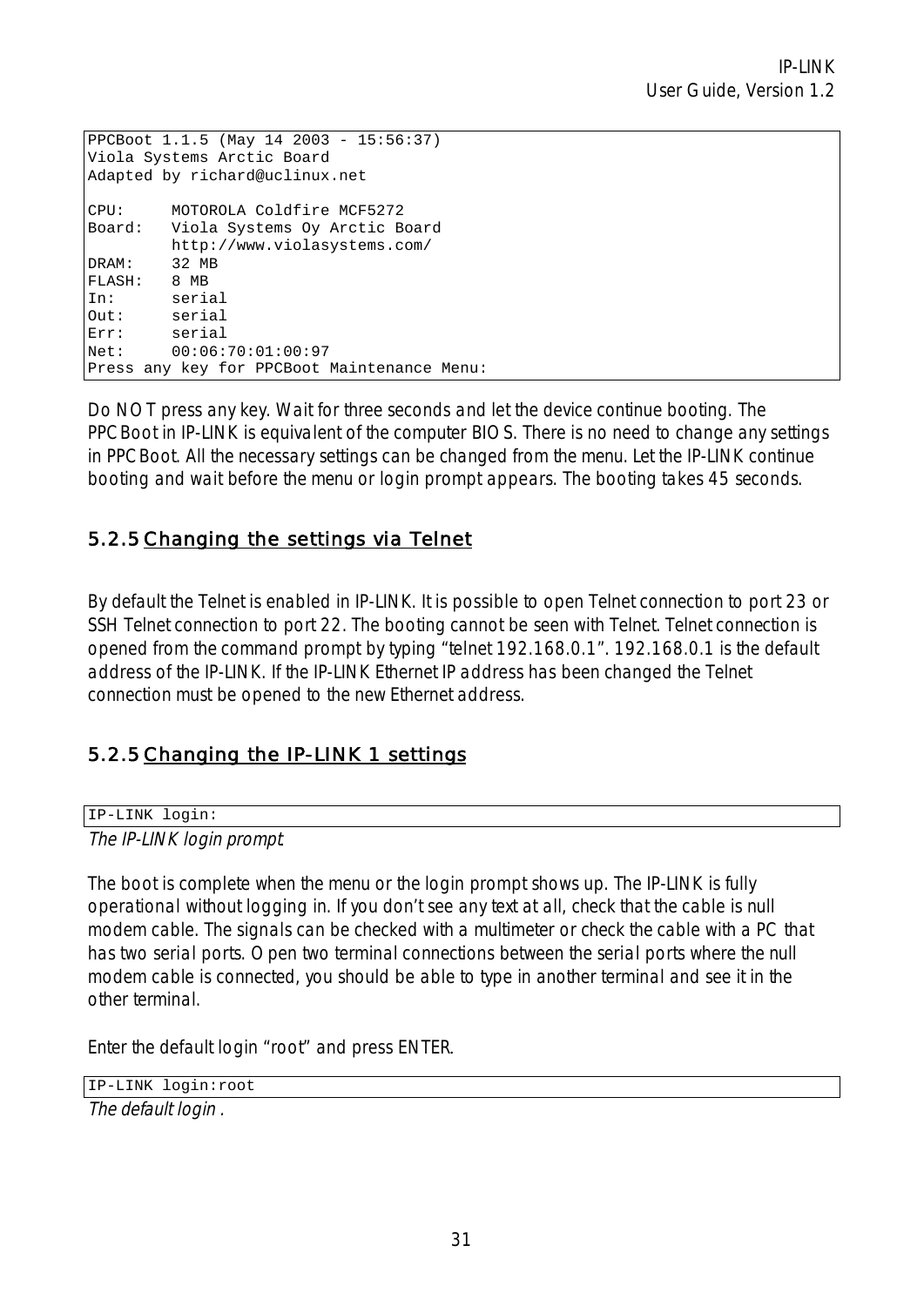```
PPCBoot 1.1.5 (May 14 2003 - 15:56:37)
Viola Systems Arctic Board
Adapted by richard@uclinux.net

CPU:     MOTOROLA Coldfire MCF5272
Board:   Viola Systems Oy Arctic Board
         http://www.violasystems.com/
DRAM:    32 MB
FLASH:   8 MB
In:      serial
Out:     serial
Err:     serial
Net:     00:06:70:01:00:97
Press any key for PPCBoot Maintenance Menu:
```

Do NOT press any key. Wait for three seconds and let the device continue booting. The PPCBoot in IP-LINK is equivalent of the computer BIOS. There is no need to change any settings in PPCBoot. All the necessary settings can be changed from the menu. Let the IP-LINK continue booting and wait before the menu or login prompt appears. The booting takes 45 seconds.

### 5.2.5 Changing the settings via Telnet

By default the Telnet is enabled in IP-LINK. It is possible to open Telnet connection to port 23 or SSH Telnet connection to port 22. The booting cannot be seen with Telnet. Telnet connection is opened from the command prompt by typing "telnet 192.168.0.1". 192.168.0.1 is the default address of the IP-LINK. If the IP-LINK Ethernet IP address has been changed the Telnet connection must be opened to the new Ethernet address.

### 5.2.5 Changing the IP-LINK 1 settings

```
IP-LINK login:
```

*The IP-LINK login prompt.*

The boot is complete when the menu or the login prompt shows up. The IP-LINK is fully operational without logging in. If you don't see any text at all, check that the cable is null modem cable. The signals can be checked with a multimeter or check the cable with a PC that has two serial ports. Open two terminal connections between the serial ports where the null modem cable is connected, you should be able to type in another terminal and see it in the other terminal.

Enter the default login "root" and press ENTER.

```
IP-LINK login:root
```

*The default login .*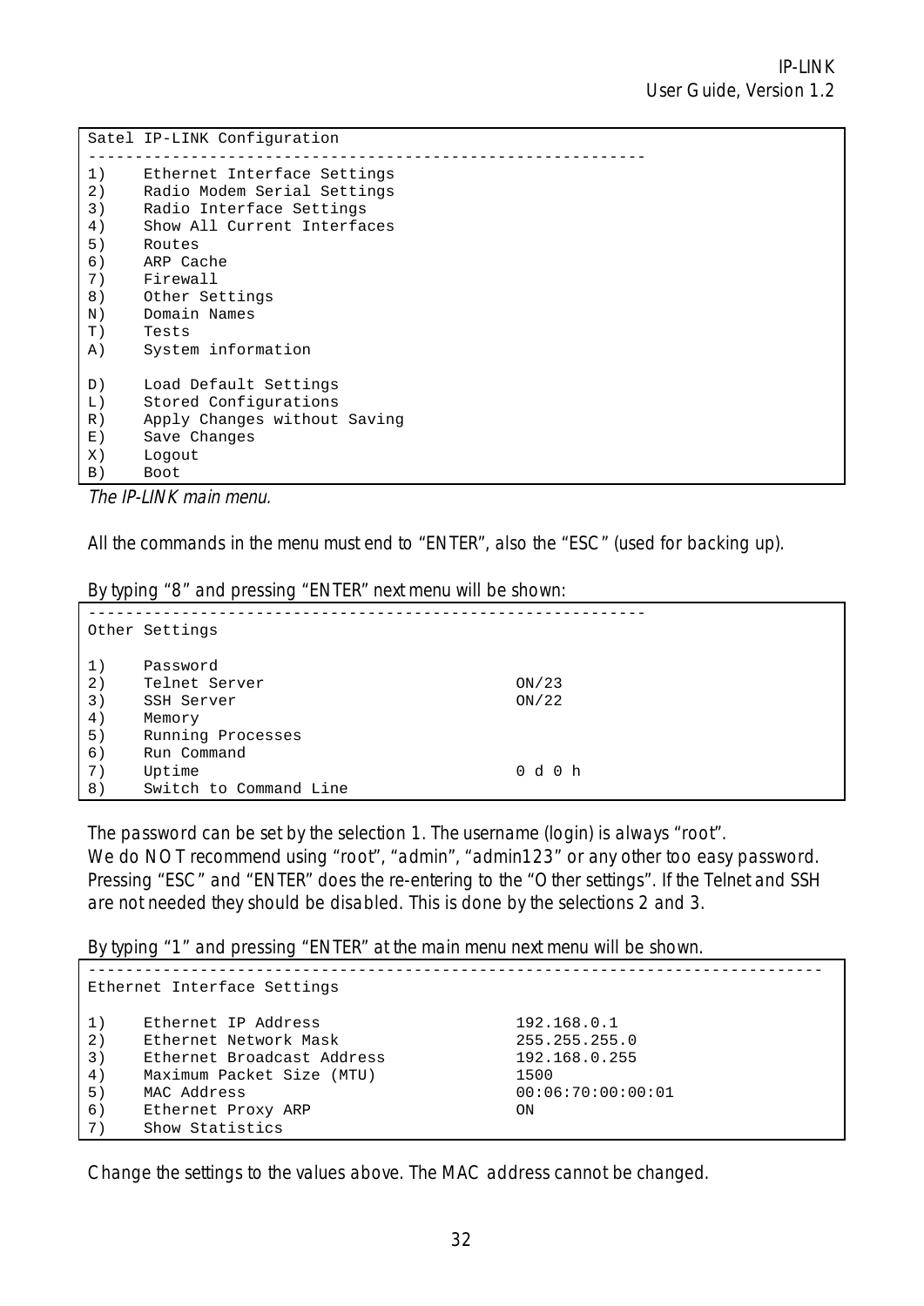```
Satel IP-LINK Configuration
------------------------------------------------------------
1)    Ethernet Interface Settings
2)    Radio Modem Serial Settings
3)    Radio Interface Settings
4)    Show All Current Interfaces
5)    Routes
6)    ARP Cache
7)    Firewall
8)    Other Settings
N)    Domain Names
T)    Tests
A)    System information

D)    Load Default Settings
L)    Stored Configurations
R)    Apply Changes without Saving
E)    Save Changes
X)    Logout
B)    Boot
```

*The IP-LINK main menu.*

All the commands in the menu must end to "ENTER", also the "ESC" (used for backing up).

By typing "8" and pressing "ENTER" next menu will be shown:

```
------------------------------------------------------------
Other Settings

1)    Password
2)    Telnet Server                             ON/23
3)    SSH Server                                ON/22
4)    Memory
5)    Running Processes
6)    Run Command
7)    Uptime                                    0 d 0 h
8)    Switch to Command Line
```

The password can be set by the selection 1. The username (login) is always "root".
We do NOT recommend using "root", "admin", "admin123" or any other too easy password. Pressing "ESC" and "ENTER" does the re-entering to the "Other settings". If the Telnet and SSH are not needed they should be disabled. This is done by the selections 2 and 3.

By typing "1" and pressing "ENTER" at the main menu next menu will be shown.

```
-----------------------------------------------------------------------------
Ethernet Interface Settings

1)    Ethernet IP Address                       192.168.0.1
2)    Ethernet Network Mask                     255.255.255.0
3)    Ethernet Broadcast Address                192.168.0.255
4)    Maximum Packet Size (MTU)                 1500
5)    MAC Address                               00:06:70:00:00:01
6)    Ethernet Proxy ARP                        ON
7)    Show Statistics
```

Change the settings to the values above. The MAC address cannot be changed.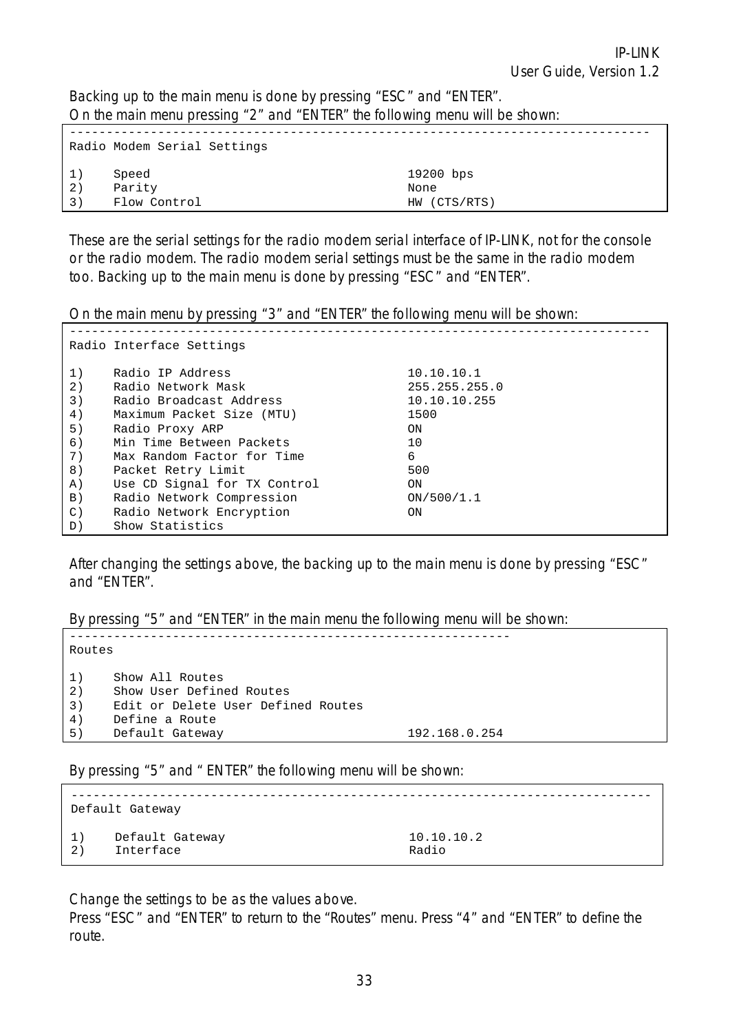Backing up to the main menu is done by pressing “ESC” and “ENTER”.
On the main menu pressing “2” and “ENTER” the following menu will be shown:

```
-----------------------------------------------------------------------------
Radio Modem Serial Settings

1)    Speed                                     19200 bps
2)    Parity                                    None
3)    Flow Control                              HW (CTS/RTS)
```

These are the serial settings for the radio modem serial interface of IP-LINK, not for the console or the radio modem. The radio modem serial settings must be the same in the radio modem too. Backing up to the main menu is done by pressing “ESC” and “ENTER”.

On the main menu by pressing “3” and “ENTER” the following menu will be shown:

```
-----------------------------------------------------------------------------
Radio Interface Settings

1)    Radio IP Address                          10.10.10.1
2)    Radio Network Mask                        255.255.255.0
3)    Radio Broadcast Address                   10.10.10.255
4)    Maximum Packet Size (MTU)                 1500
5)    Radio Proxy ARP                           ON
6)    Min Time Between Packets                  10
7)    Max Random Factor for Time                6
8)    Packet Retry Limit                        500
A)    Use CD Signal for TX Control              ON
B)    Radio Network Compression                 ON/500/1.1
C)    Radio Network Encryption                  ON
D)    Show Statistics
```

After changing the settings above, the backing up to the main menu is done by pressing “ESC” and “ENTER”.

By pressing “5” and “ENTER” in the main menu the following menu will be shown:

```
------------------------------------------------------------
Routes

1)    Show All Routes
2)    Show User Defined Routes
3)    Edit or Delete User Defined Routes
4)    Define a Route
5)    Default Gateway                           192.168.0.254
```

By pressing “5” and “ ENTER” the following menu will be shown:

```
-----------------------------------------------------------------------------
Default Gateway

1)    Default Gateway                           10.10.10.2
2)    Interface                                 Radio
```

Change the settings to be as the values above.
Press “ESC” and “ENTER” to return to the “Routes” menu. Press “4” and “ENTER” to define the route.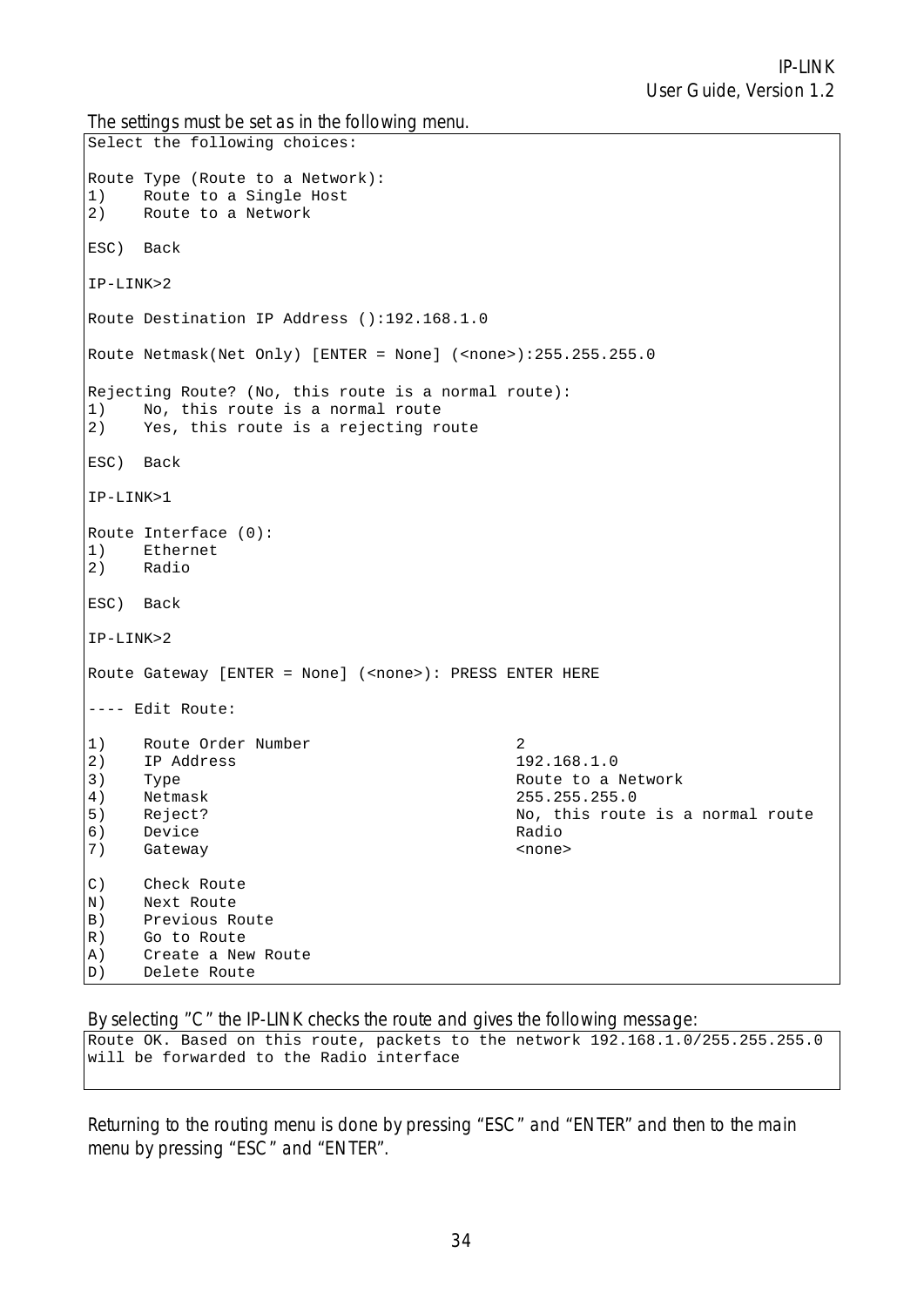The settings must be set as in the following menu.

```
Select the following choices:

Route Type (Route to a Network):
1)    Route to a Single Host
2)    Route to a Network

ESC)  Back

IP-LINK>2

Route Destination IP Address ():192.168.1.0

Route Netmask(Net Only) [ENTER = None] (<none>):255.255.255.0

Rejecting Route? (No, this route is a normal route):
1)    No, this route is a normal route
2)    Yes, this route is a rejecting route

ESC)  Back

IP-LINK>1

Route Interface (0):
1)    Ethernet
2)    Radio

ESC)  Back

IP-LINK>2

Route Gateway [ENTER = None] (<none>): PRESS ENTER HERE

---- Edit Route:

1)    Route Order Number                    2
2)    IP Address                            192.168.1.0
3)    Type                                  Route to a Network
4)    Netmask                               255.255.255.0
5)    Reject?                               No, this route is a normal route
6)    Device                                Radio
7)    Gateway                               <none>

C)    Check Route
N)    Next Route
B)    Previous Route
R)    Go to Route
A)    Create a New Route
D)    Delete Route
```

By selecting "C" the IP-LINK checks the route and gives the following message:

```
Route OK. Based on this route, packets to the network 192.168.1.0/255.255.255.0
will be forwarded to the Radio interface
```

Returning to the routing menu is done by pressing "ESC" and "ENTER" and then to the main menu by pressing "ESC" and "ENTER".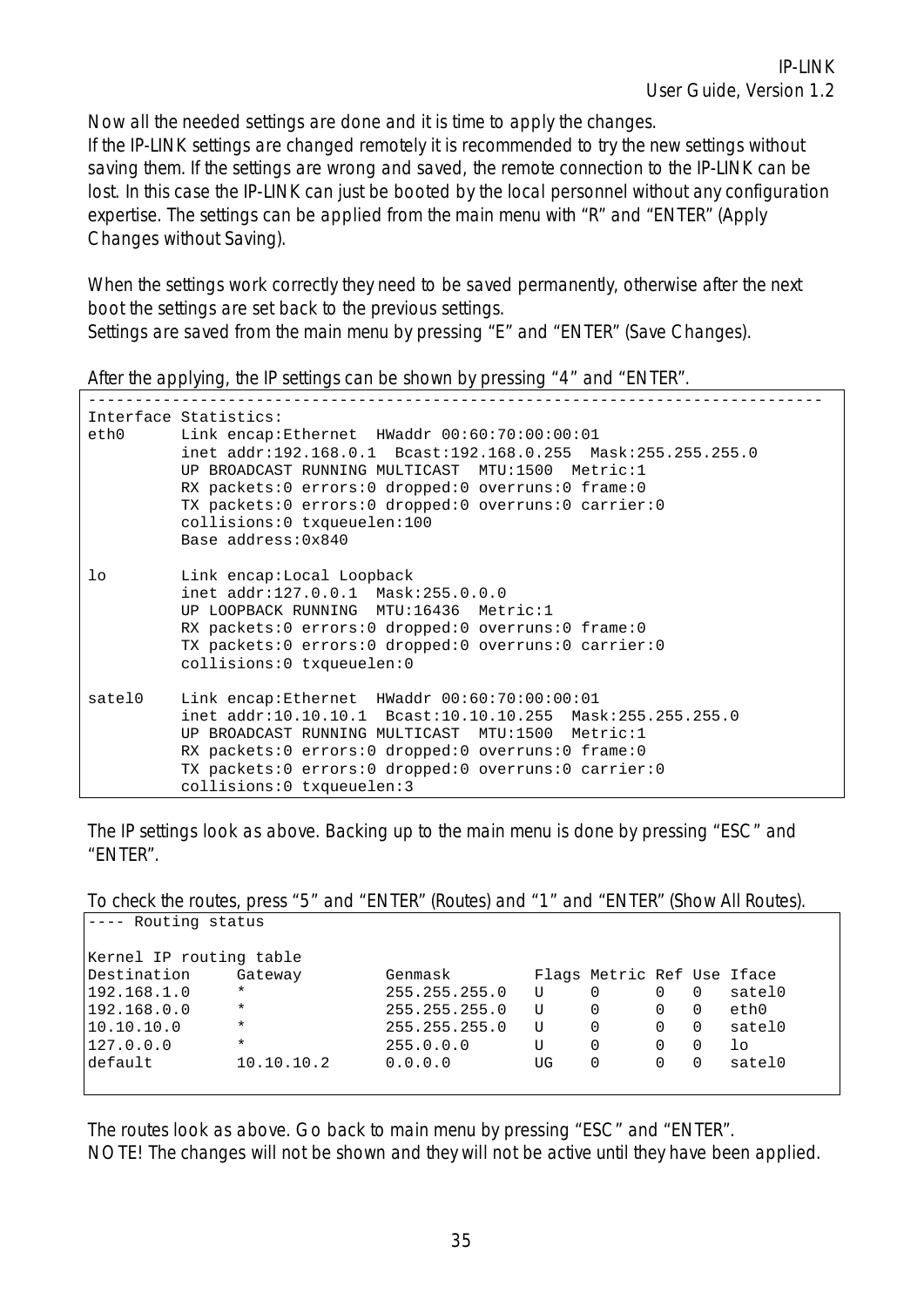Now all the needed settings are done and it is time to apply the changes.
If the IP-LINK settings are changed remotely it is recommended to try the new settings without saving them. If the settings are wrong and saved, the remote connection to the IP-LINK can be lost. In this case the IP-LINK can just be booted by the local personnel without any configuration expertise. The settings can be applied from the main menu with "R" and "ENTER" (Apply Changes without Saving).

When the settings work correctly they need to be saved permanently, otherwise after the next boot the settings are set back to the previous settings.
Settings are saved from the main menu by pressing "E" and "ENTER" (Save Changes).

After the applying, the IP settings can be shown by pressing "4" and "ENTER".

```
-----------------------------------------------------------------------------
Interface Statistics:
eth0      Link encap:Ethernet  HWaddr 00:60:70:00:00:01
          inet addr:192.168.0.1  Bcast:192.168.0.255  Mask:255.255.255.0
          UP BROADCAST RUNNING MULTICAST  MTU:1500  Metric:1
          RX packets:0 errors:0 dropped:0 overruns:0 frame:0
          TX packets:0 errors:0 dropped:0 overruns:0 carrier:0
          collisions:0 txqueuelen:100
          Base address:0x840

lo        Link encap:Local Loopback
          inet addr:127.0.0.1  Mask:255.0.0.0
          UP LOOPBACK RUNNING  MTU:16436  Metric:1
          RX packets:0 errors:0 dropped:0 overruns:0 frame:0
          TX packets:0 errors:0 dropped:0 overruns:0 carrier:0
          collisions:0 txqueuelen:0

satel0    Link encap:Ethernet  HWaddr 00:60:70:00:00:01
          inet addr:10.10.10.1  Bcast:10.10.10.255  Mask:255.255.255.0
          UP BROADCAST RUNNING MULTICAST  MTU:1500  Metric:1
          RX packets:0 errors:0 dropped:0 overruns:0 frame:0
          TX packets:0 errors:0 dropped:0 overruns:0 carrier:0
          collisions:0 txqueuelen:3
```

The IP settings look as above. Backing up to the main menu is done by pressing "ESC" and "ENTER".

To check the routes, press "5" and "ENTER" (Routes) and "1" and "ENTER" (Show All Routes).

```
---- Routing status

Kernel IP routing table
Destination     Gateway         Genmask         Flags Metric Ref Use Iface
192.168.1.0     *               255.255.255.0   U     0      0   0   satel0
192.168.0.0     *               255.255.255.0   U     0      0   0   eth0
10.10.10.0      *               255.255.255.0   U     0      0   0   satel0
127.0.0.0       *               255.0.0.0       U     0      0   0   lo
default         10.10.10.2      0.0.0.0         UG    0      0   0   satel0
```

The routes look as above. Go back to main menu by pressing "ESC" and "ENTER".
NOTE! The changes will not be shown and they will not be active until they have been applied.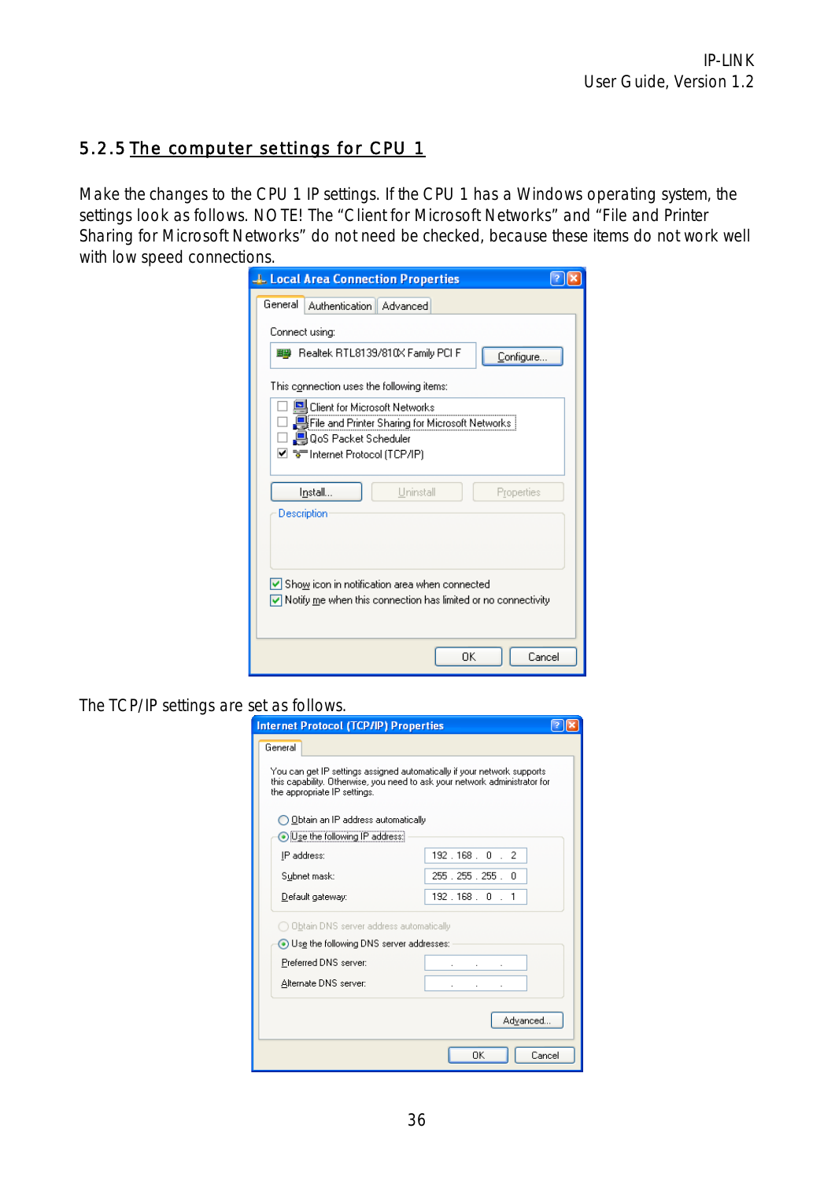### 5.2.5 The computer settings for CPU 1

Make the changes to the CPU 1 IP settings. If the CPU 1 has a Windows operating system, the settings look as follows. NOTE! The “Client for Microsoft Networks” and “File and Printer Sharing for Microsoft Networks” do not need be checked, because these items do not work well with low speed connections.

**Local Area Connection Properties**

General | Authentication | Advanced

Connect using:

Realtek RTL8139/810X Family PCI F — Configure...

This connection uses the following items:

- [ ] Client for Microsoft Networks
- [ ] File and Printer Sharing for Microsoft Networks
- [ ] QoS Packet Scheduler
- [x] Internet Protocol (TCP/IP)

Install... | Uninstall | Properties

Description

- [x] Show icon in notification area when connected
- [x] Notify me when this connection has limited or no connectivity

OK | Cancel

The TCP/IP settings are set as follows.

**Internet Protocol (TCP/IP) Properties**

General

You can get IP settings assigned automatically if your network supports this capability. Otherwise, you need to ask your network administrator for the appropriate IP settings.

- ( ) Obtain an IP address automatically
- (•) Use the following IP address:

| | |
|---|---|
| IP address: | 192 . 168 . 0 . 2 |
| Subnet mask: | 255 . 255 . 255 . 0 |
| Default gateway: | 192 . 168 . 0 . 1 |

- ( ) Obtain DNS server address automatically
- (•) Use the following DNS server addresses:

| | |
|---|---|
| Preferred DNS server: | . . . |
| Alternate DNS server: | . . . |

Advanced...

OK | Cancel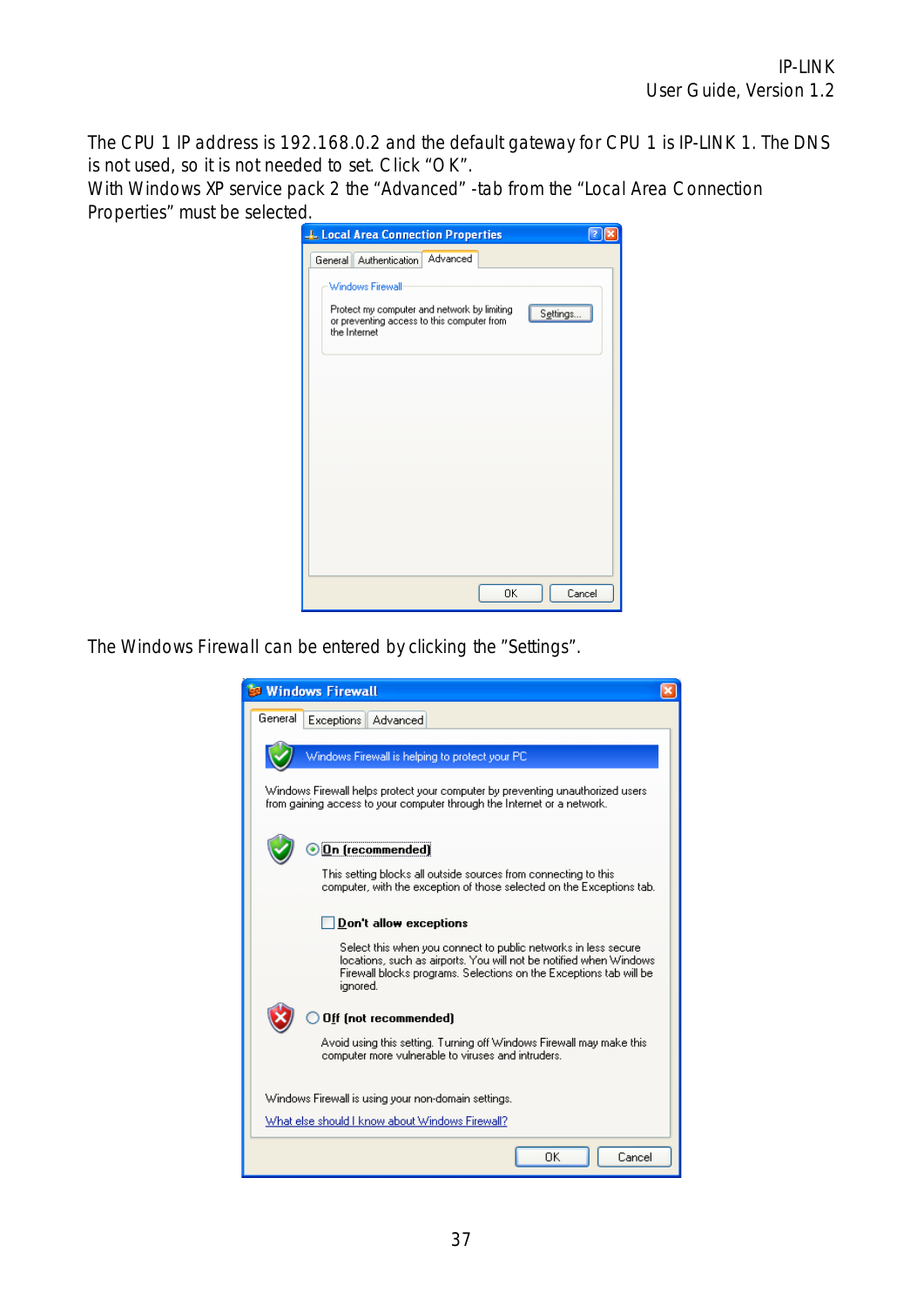The CPU 1 IP address is 192.168.0.2 and the default gateway for CPU 1 is IP-LINK 1. The DNS is not used, so it is not needed to set. Click "OK".

With Windows XP service pack 2 the "Advanced" -tab from the "Local Area Connection Properties" must be selected.

The Windows Firewall can be entered by clicking the "Settings".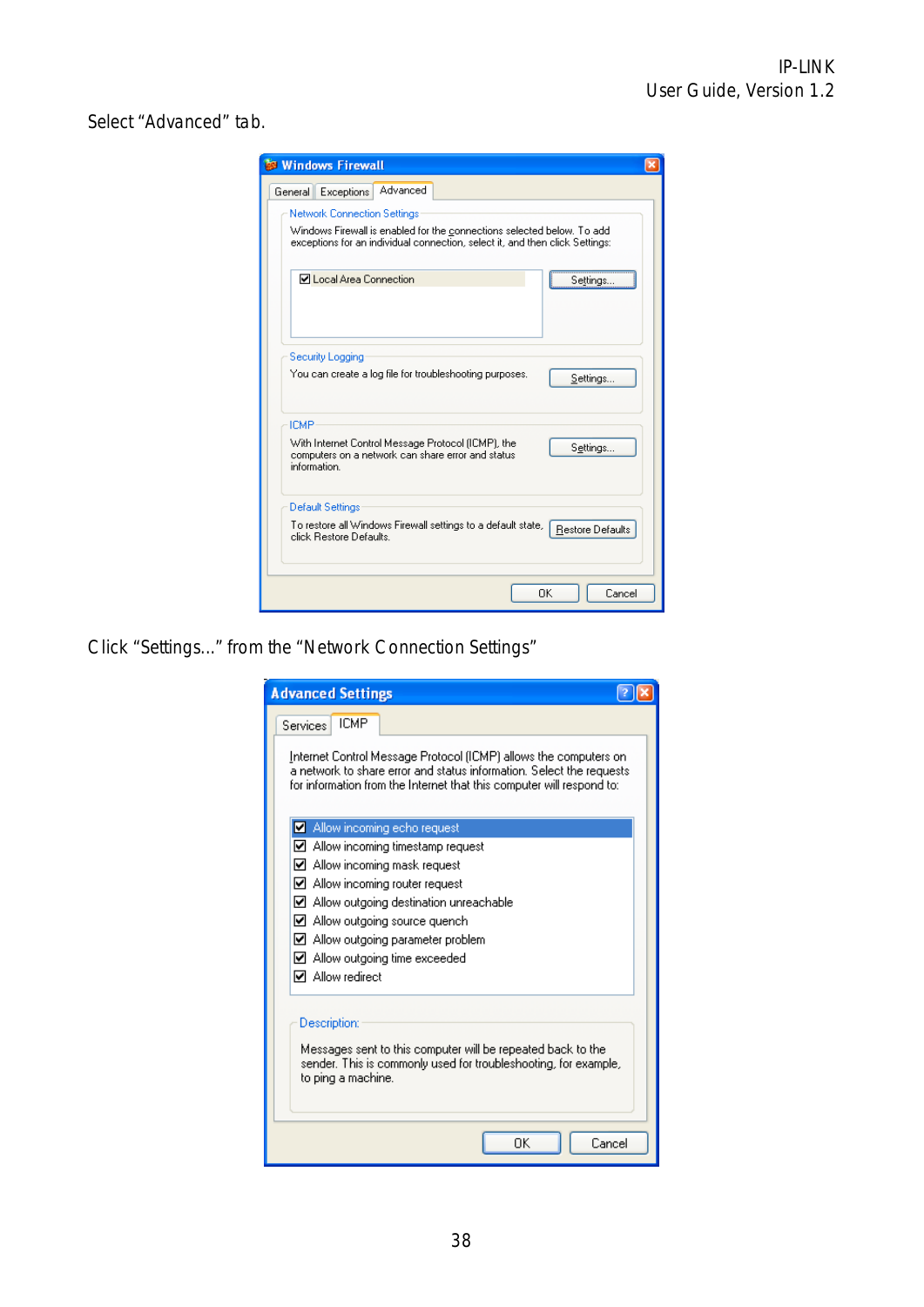Select “Advanced” tab.

Click “Settings...” from the “Network Connection Settings”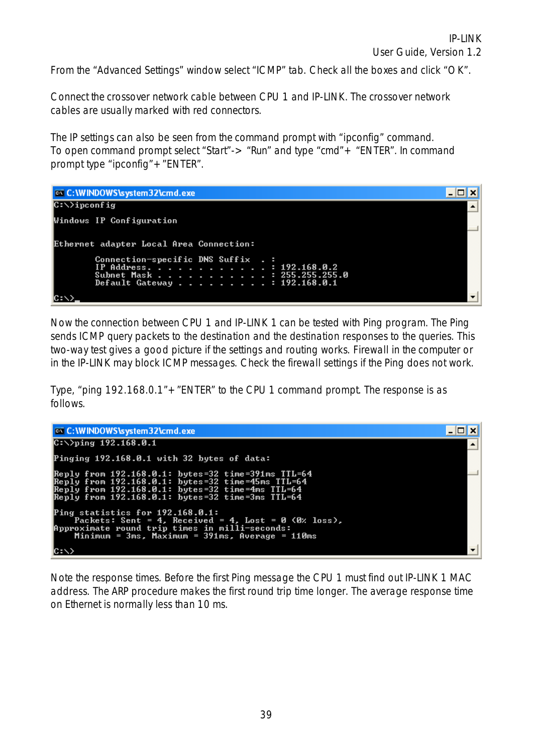From the “Advanced Settings” window select “ICMP” tab. Check all the boxes and click “OK”.

Connect the crossover network cable between CPU 1 and IP-LINK. The crossover network cables are usually marked with red connectors.

The IP settings can also be seen from the command prompt with “ipconfig” command. To open command prompt select “Start”-> “Run” and type “cmd”+ “ENTER”. In command prompt type “ipconfig”+ ”ENTER”.

```
C:\WINDOWS\system32\cmd.exe
C:\>ipconfig

Windows IP Configuration


Ethernet adapter Local Area Connection:

        Connection-specific DNS Suffix  . :
        IP Address. . . . . . . . . . . . : 192.168.0.2
        Subnet Mask . . . . . . . . . . . : 255.255.255.0
        Default Gateway . . . . . . . . . : 192.168.0.1

C:\>_
```

Now the connection between CPU 1 and IP-LINK 1 can be tested with Ping program. The Ping sends ICMP query packets to the destination and the destination responses to the queries. This two-way test gives a good picture if the settings and routing works. Firewall in the computer or in the IP-LINK may block ICMP messages. Check the firewall settings if the Ping does not work.

Type, “ping 192.168.0.1”+ ”ENTER” to the CPU 1 command prompt. The response is as follows.

```
C:\WINDOWS\system32\cmd.exe
C:\>ping 192.168.0.1

Pinging 192.168.0.1 with 32 bytes of data:

Reply from 192.168.0.1: bytes=32 time=391ms TTL=64
Reply from 192.168.0.1: bytes=32 time=45ms TTL=64
Reply from 192.168.0.1: bytes=32 time=4ms TTL=64
Reply from 192.168.0.1: bytes=32 time=3ms TTL=64

Ping statistics for 192.168.0.1:
    Packets: Sent = 4, Received = 4, Lost = 0 (0% loss),
Approximate round trip times in milli-seconds:
    Minimum = 3ms, Maximum = 391ms, Average = 110ms

C:\>
```

Note the response times. Before the first Ping message the CPU 1 must find out IP-LINK 1 MAC address. The ARP procedure makes the first round trip time longer. The average response time on Ethernet is normally less than 10 ms.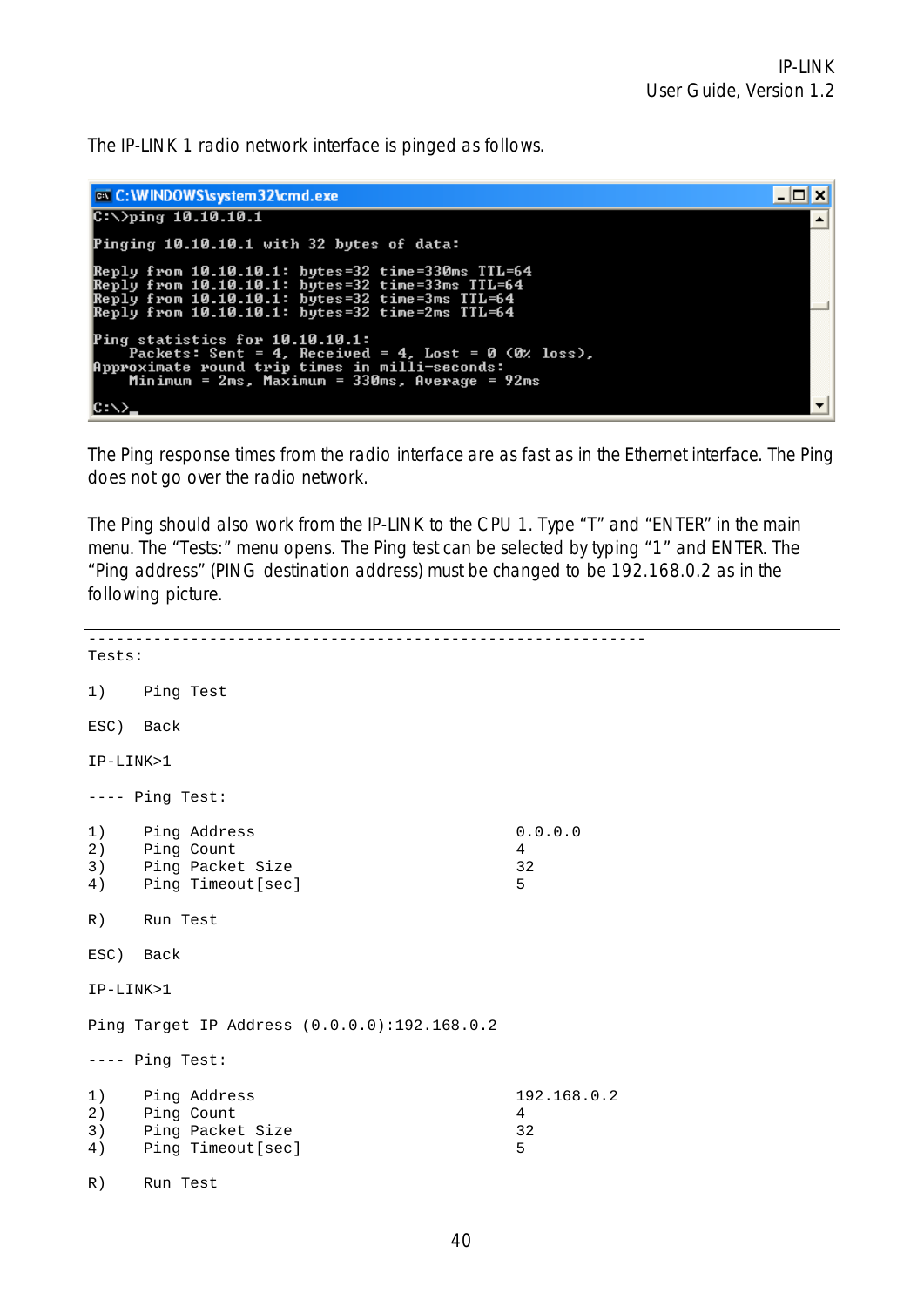The IP-LINK 1 radio network interface is pinged as follows.

```
C:\>ping 10.10.10.1

Pinging 10.10.10.1 with 32 bytes of data:

Reply from 10.10.10.1: bytes=32 time=330ms TTL=64
Reply from 10.10.10.1: bytes=32 time=33ms TTL=64
Reply from 10.10.10.1: bytes=32 time=3ms TTL=64
Reply from 10.10.10.1: bytes=32 time=2ms TTL=64

Ping statistics for 10.10.10.1:
    Packets: Sent = 4, Received = 4, Lost = 0 (0% loss),
Approximate round trip times in milli-seconds:
    Minimum = 2ms, Maximum = 330ms, Average = 92ms

C:\>_
```

The Ping response times from the radio interface are as fast as in the Ethernet interface. The Ping does not go over the radio network.

The Ping should also work from the IP-LINK to the CPU 1. Type "T" and "ENTER" in the main menu. The "Tests:" menu opens. The Ping test can be selected by typing "1" and ENTER. The "Ping address" (PING destination address) must be changed to be 192.168.0.2 as in the following picture.

```
------------------------------------------------------------
Tests:

1)     Ping Test

ESC)   Back

IP-LINK>1

---- Ping Test:

1)     Ping Address                              0.0.0.0
2)     Ping Count                                4
3)     Ping Packet Size                          32
4)     Ping Timeout[sec]                         5

R)     Run Test

ESC)   Back

IP-LINK>1

Ping Target IP Address (0.0.0.0):192.168.0.2

---- Ping Test:

1)     Ping Address                              192.168.0.2
2)     Ping Count                                4
3)     Ping Packet Size                          32
4)     Ping Timeout[sec]                         5

R)     Run Test
```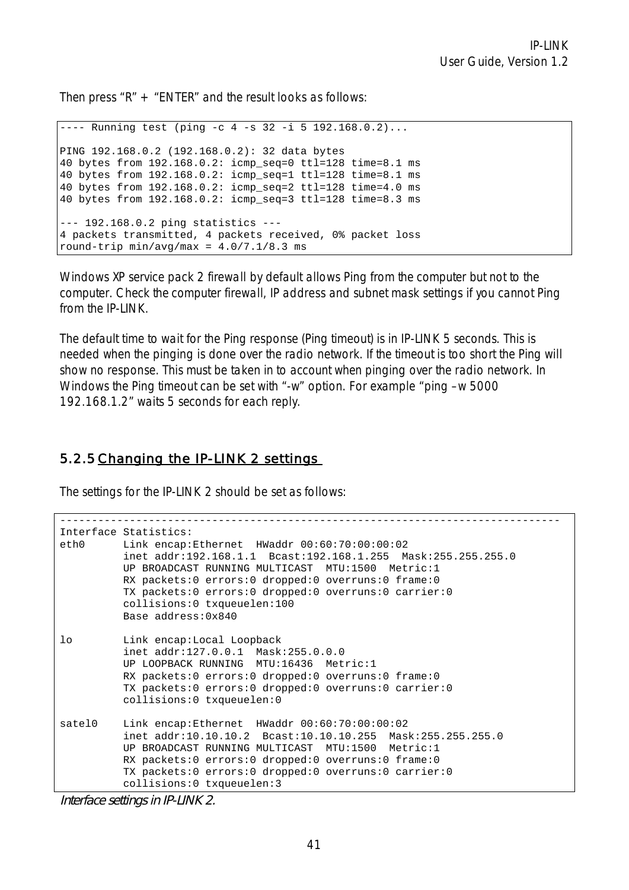Then press “R” + “ENTER” and the result looks as follows:

```
---- Running test (ping -c 4 -s 32 -i 5 192.168.0.2)...

PING 192.168.0.2 (192.168.0.2): 32 data bytes
40 bytes from 192.168.0.2: icmp_seq=0 ttl=128 time=8.1 ms
40 bytes from 192.168.0.2: icmp_seq=1 ttl=128 time=8.1 ms
40 bytes from 192.168.0.2: icmp_seq=2 ttl=128 time=4.0 ms
40 bytes from 192.168.0.2: icmp_seq=3 ttl=128 time=8.3 ms

--- 192.168.0.2 ping statistics ---
4 packets transmitted, 4 packets received, 0% packet loss
round-trip min/avg/max = 4.0/7.1/8.3 ms
```

Windows XP service pack 2 firewall by default allows Ping from the computer but not to the computer. Check the computer firewall, IP address and subnet mask settings if you cannot Ping from the IP-LINK.

The default time to wait for the Ping response (Ping timeout) is in IP-LINK 5 seconds. This is needed when the pinging is done over the radio network. If the timeout is too short the Ping will show no response. This must be taken in to account when pinging over the radio network. In Windows the Ping timeout can be set with “-w” option. For example “ping –w 5000 192.168.1.2” waits 5 seconds for each reply.

### 5.2.5 Changing the IP-LINK 2 settings

The settings for the IP-LINK 2 should be set as follows:

```
------------------------------------------------------------------------------
Interface Statistics:
eth0      Link encap:Ethernet  HWaddr 00:60:70:00:00:02
          inet addr:192.168.1.1  Bcast:192.168.1.255  Mask:255.255.255.0
          UP BROADCAST RUNNING MULTICAST  MTU:1500  Metric:1
          RX packets:0 errors:0 dropped:0 overruns:0 frame:0
          TX packets:0 errors:0 dropped:0 overruns:0 carrier:0
          collisions:0 txqueuelen:100
          Base address:0x840

lo        Link encap:Local Loopback
          inet addr:127.0.0.1  Mask:255.0.0.0
          UP LOOPBACK RUNNING  MTU:16436  Metric:1
          RX packets:0 errors:0 dropped:0 overruns:0 frame:0
          TX packets:0 errors:0 dropped:0 overruns:0 carrier:0
          collisions:0 txqueuelen:0

satel0    Link encap:Ethernet  HWaddr 00:60:70:00:00:02
          inet addr:10.10.10.2  Bcast:10.10.10.255  Mask:255.255.255.0
          UP BROADCAST RUNNING MULTICAST  MTU:1500  Metric:1
          RX packets:0 errors:0 dropped:0 overruns:0 frame:0
          TX packets:0 errors:0 dropped:0 overruns:0 carrier:0
          collisions:0 txqueuelen:3
```

*Interface settings in IP-LINK 2.*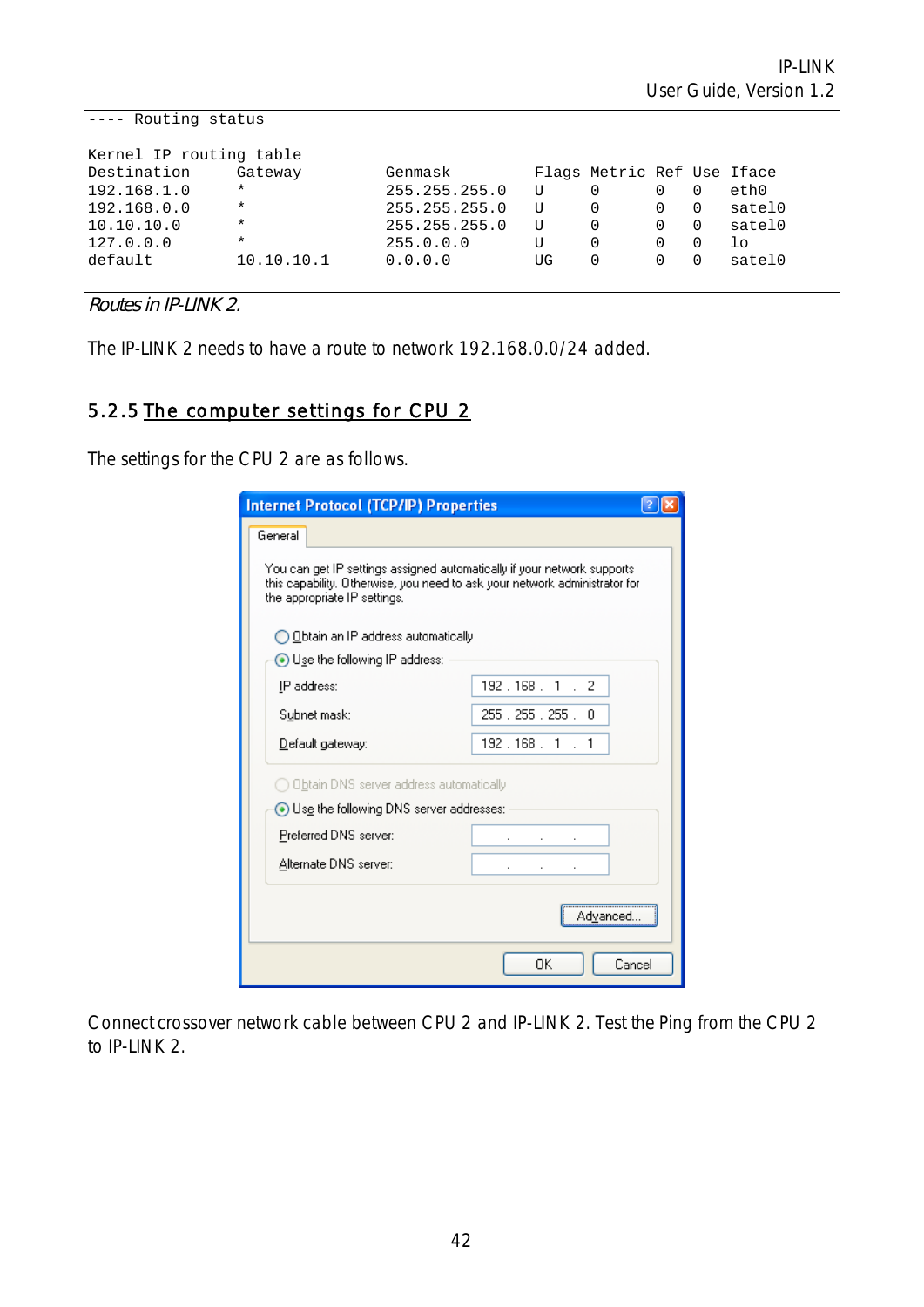```
---- Routing status

Kernel IP routing table
Destination     Gateway         Genmask         Flags Metric Ref  Use Iface
192.168.1.0     *               255.255.255.0   U     0      0    0   eth0
192.168.0.0     *               255.255.255.0   U     0      0    0   satel0
10.10.10.0      *               255.255.255.0   U     0      0    0   satel0
127.0.0.0       *               255.0.0.0       U     0      0    0   lo
default         10.10.10.1      0.0.0.0         UG    0      0    0   satel0
```

*Routes in IP-LINK 2.*

The IP-LINK 2 needs to have a route to network 192.168.0.0/24 added.

### 5.2.5 The computer settings for CPU 2

The settings for the CPU 2 are as follows.

Internet Protocol (TCP/IP) Properties

General

You can get IP settings assigned automatically if your network supports this capability. Otherwise, you need to ask your network administrator for the appropriate IP settings.

- ○ Obtain an IP address automatically
- ◉ Use the following IP address:
  - IP address: 192 . 168 . 1 . 2
  - Subnet mask: 255 . 255 . 255 . 0
  - Default gateway: 192 . 168 . 1 . 1
- ○ Obtain DNS server address automatically
- ◉ Use the following DNS server addresses:
  - Preferred DNS server: . . .
  - Alternate DNS server: . . .

Advanced...

OK Cancel

Connect crossover network cable between CPU 2 and IP-LINK 2. Test the Ping from the CPU 2 to IP-LINK 2.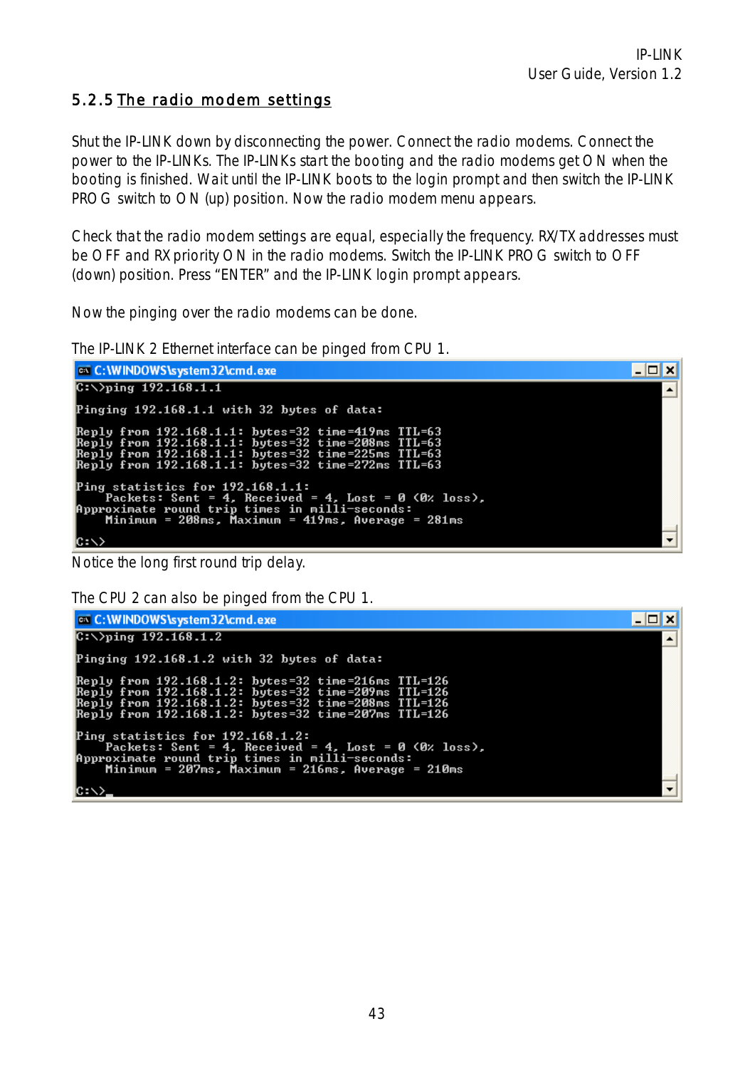### 5.2.5 The radio modem settings

Shut the IP-LINK down by disconnecting the power. Connect the radio modems. Connect the power to the IP-LINKs. The IP-LINKs start the booting and the radio modems get ON when the booting is finished. Wait until the IP-LINK boots to the login prompt and then switch the IP-LINK PROG switch to ON (up) position. Now the radio modem menu appears.

Check that the radio modem settings are equal, especially the frequency. RX/TX addresses must be OFF and RX priority ON in the radio modems. Switch the IP-LINK PROG switch to OFF (down) position. Press "ENTER" and the IP-LINK login prompt appears.

Now the pinging over the radio modems can be done.

The IP-LINK 2 Ethernet interface can be pinged from CPU 1.

```
C:\WINDOWS\system32\cmd.exe
C:\>ping 192.168.1.1

Pinging 192.168.1.1 with 32 bytes of data:

Reply from 192.168.1.1: bytes=32 time=419ms TTL=63
Reply from 192.168.1.1: bytes=32 time=208ms TTL=63
Reply from 192.168.1.1: bytes=32 time=225ms TTL=63
Reply from 192.168.1.1: bytes=32 time=272ms TTL=63

Ping statistics for 192.168.1.1:
    Packets: Sent = 4, Received = 4, Lost = 0 (0% loss),
Approximate round trip times in milli-seconds:
    Minimum = 208ms, Maximum = 419ms, Average = 281ms

C:\>
```

Notice the long first round trip delay.

The CPU 2 can also be pinged from the CPU 1.

```
C:\WINDOWS\system32\cmd.exe
C:\>ping 192.168.1.2

Pinging 192.168.1.2 with 32 bytes of data:

Reply from 192.168.1.2: bytes=32 time=216ms TTL=126
Reply from 192.168.1.2: bytes=32 time=209ms TTL=126
Reply from 192.168.1.2: bytes=32 time=208ms TTL=126
Reply from 192.168.1.2: bytes=32 time=207ms TTL=126

Ping statistics for 192.168.1.2:
    Packets: Sent = 4, Received = 4, Lost = 0 (0% loss),
Approximate round trip times in milli-seconds:
    Minimum = 207ms, Maximum = 216ms, Average = 210ms

C:\>_
```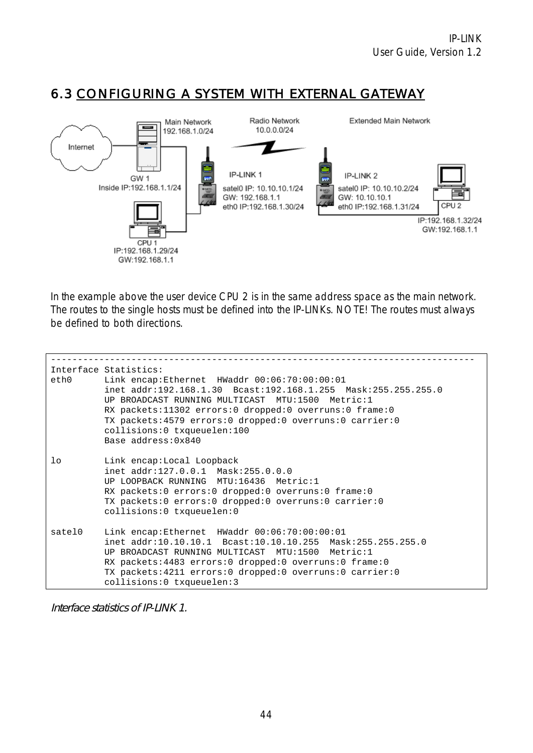## 6.3 CONFIGURING A SYSTEM WITH EXTERNAL GATEWAY

In the example above the user device CPU 2 is in the same address space as the main network. The routes to the single hosts must be defined into the IP-LINKs. NOTE! The routes must always be defined to both directions.

```
-------------------------------------------------------------------------------
Interface Statistics:
eth0      Link encap:Ethernet  HWaddr 00:06:70:00:00:01
          inet addr:192.168.1.30  Bcast:192.168.1.255  Mask:255.255.255.0
          UP BROADCAST RUNNING MULTICAST  MTU:1500  Metric:1
          RX packets:11302 errors:0 dropped:0 overruns:0 frame:0
          TX packets:4579 errors:0 dropped:0 overruns:0 carrier:0
          collisions:0 txqueuelen:100
          Base address:0x840

lo        Link encap:Local Loopback
          inet addr:127.0.0.1  Mask:255.0.0.0
          UP LOOPBACK RUNNING  MTU:16436  Metric:1
          RX packets:0 errors:0 dropped:0 overruns:0 frame:0
          TX packets:0 errors:0 dropped:0 overruns:0 carrier:0
          collisions:0 txqueuelen:0

satel0    Link encap:Ethernet  HWaddr 00:06:70:00:00:01
          inet addr:10.10.10.1  Bcast:10.10.10.255  Mask:255.255.255.0
          UP BROADCAST RUNNING MULTICAST  MTU:1500  Metric:1
          RX packets:4483 errors:0 dropped:0 overruns:0 frame:0
          TX packets:4211 errors:0 dropped:0 overruns:0 carrier:0
          collisions:0 txqueuelen:3
```

*Interface statistics of IP-LINK 1.*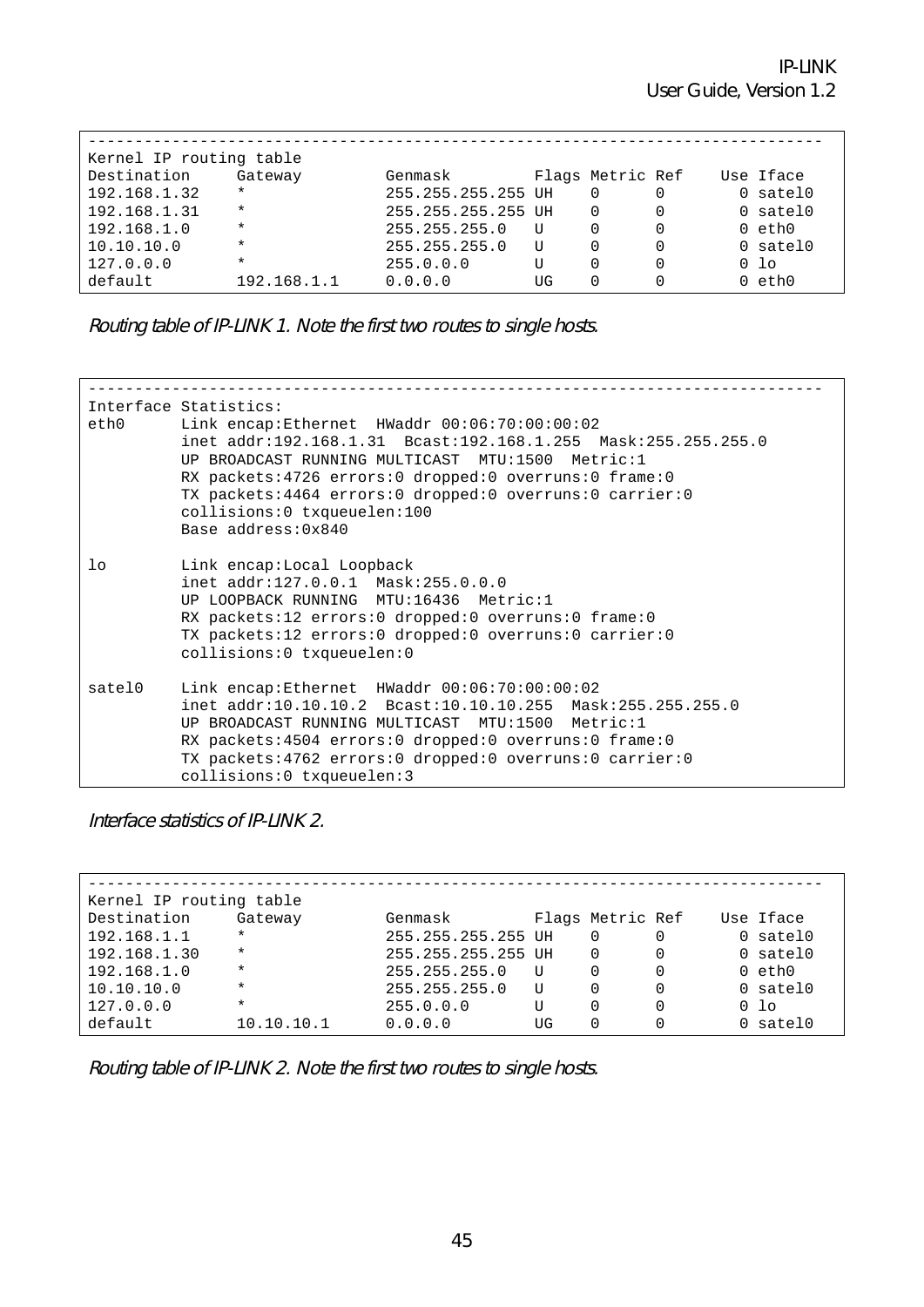```
-------------------------------------------------------------------------------
Kernel IP routing table
Destination     Gateway         Genmask         Flags Metric Ref    Use Iface
192.168.1.32    *               255.255.255.255 UH    0      0        0 satel0
192.168.1.31    *               255.255.255.255 UH    0      0        0 satel0
192.168.1.0     *               255.255.255.0   U     0      0        0 eth0
10.10.10.0      *               255.255.255.0   U     0      0        0 satel0
127.0.0.0       *               255.0.0.0       U     0      0        0 lo
default         192.168.1.1     0.0.0.0         UG    0      0        0 eth0
```

*Routing table of IP-LINK 1. Note the first two routes to single hosts.*

```
-------------------------------------------------------------------------------
Interface Statistics:
eth0      Link encap:Ethernet  HWaddr 00:06:70:00:00:02
          inet addr:192.168.1.31  Bcast:192.168.1.255  Mask:255.255.255.0
          UP BROADCAST RUNNING MULTICAST  MTU:1500  Metric:1
          RX packets:4726 errors:0 dropped:0 overruns:0 frame:0
          TX packets:4464 errors:0 dropped:0 overruns:0 carrier:0
          collisions:0 txqueuelen:100
          Base address:0x840

lo        Link encap:Local Loopback
          inet addr:127.0.0.1  Mask:255.0.0.0
          UP LOOPBACK RUNNING  MTU:16436  Metric:1
          RX packets:12 errors:0 dropped:0 overruns:0 frame:0
          TX packets:12 errors:0 dropped:0 overruns:0 carrier:0
          collisions:0 txqueuelen:0

satel0    Link encap:Ethernet  HWaddr 00:06:70:00:00:02
          inet addr:10.10.10.2  Bcast:10.10.10.255  Mask:255.255.255.0
          UP BROADCAST RUNNING MULTICAST  MTU:1500  Metric:1
          RX packets:4504 errors:0 dropped:0 overruns:0 frame:0
          TX packets:4762 errors:0 dropped:0 overruns:0 carrier:0
          collisions:0 txqueuelen:3
```

*Interface statistics of IP-LINK 2.*

```
-------------------------------------------------------------------------------
Kernel IP routing table
Destination     Gateway         Genmask         Flags Metric Ref    Use Iface
192.168.1.1     *               255.255.255.255 UH    0      0        0 satel0
192.168.1.30    *               255.255.255.255 UH    0      0        0 satel0
192.168.1.0     *               255.255.255.0   U     0      0        0 eth0
10.10.10.0      *               255.255.255.0   U     0      0        0 satel0
127.0.0.0       *               255.0.0.0       U     0      0        0 lo
default         10.10.10.1      0.0.0.0         UG    0      0        0 satel0
```

*Routing table of IP-LINK 2. Note the first two routes to single hosts.*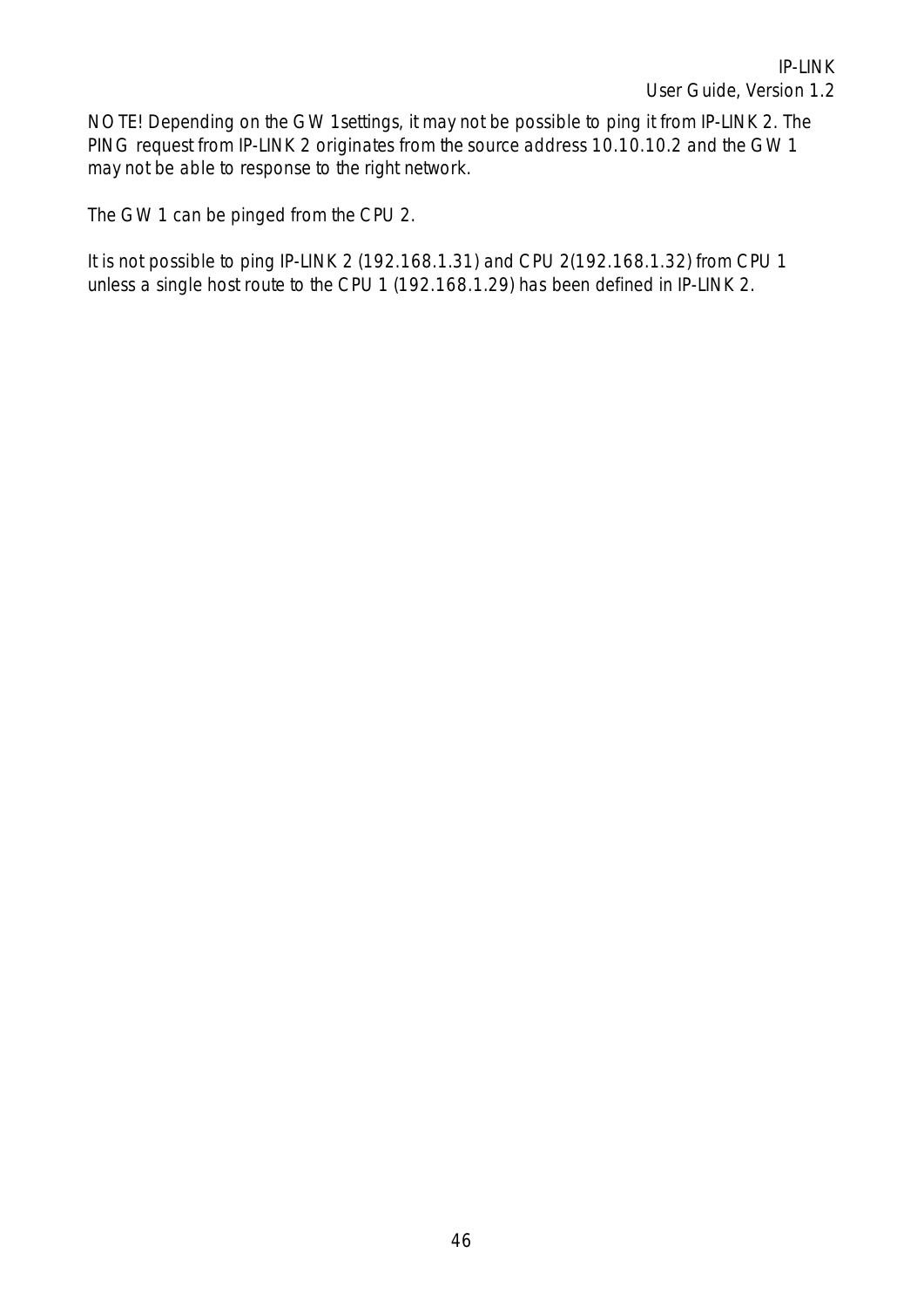NOTE! Depending on the GW 1settings, it may not be possible to ping it from IP-LINK 2. The PING request from IP-LINK 2 originates from the source address 10.10.10.2 and the GW 1 may not be able to response to the right network.

The GW 1 can be pinged from the CPU 2.

It is not possible to ping IP-LINK 2 (192.168.1.31) and CPU 2(192.168.1.32) from CPU 1 unless a single host route to the CPU 1 (192.168.1.29) has been defined in IP-LINK 2.